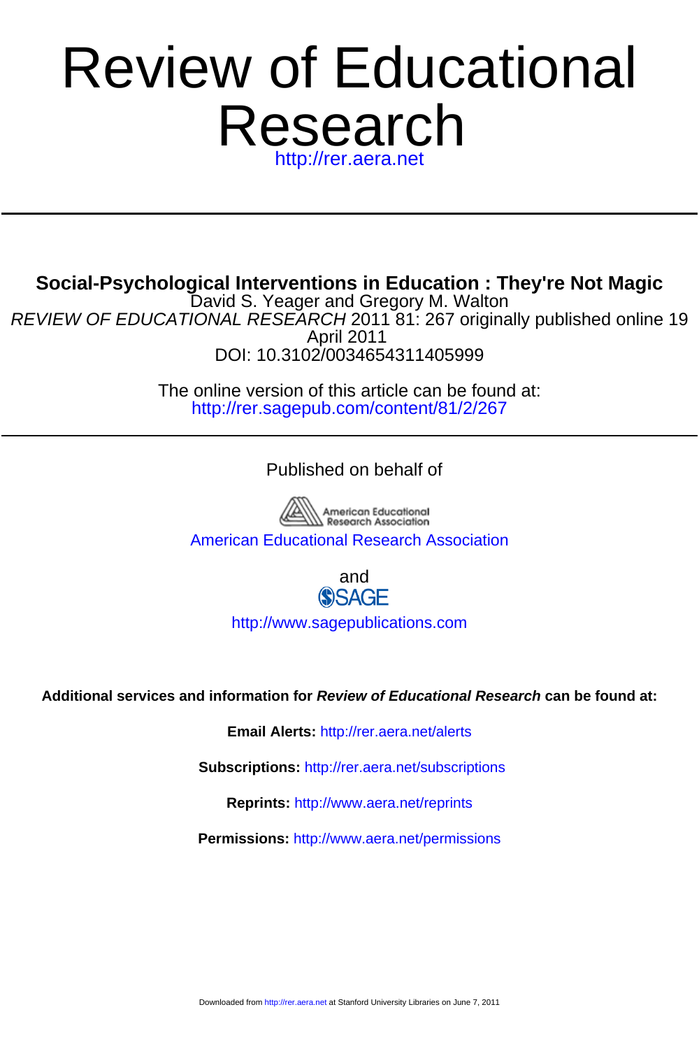# Review of Educational Research

http://rer.aera.net

---

**Social-Psychological Interventions in Education : They're Not Magic**

David S. Yeager and Gregory M. Walton

*REVIEW OF EDUCATIONAL RESEARCH* 2011 81: 267 originally published online 19 April 2011

DOI: 10.3102/0034654311405999

The online version of this article can be found at:
http://rer.sagepub.com/content/81/2/267

---

Published on behalf of

American Educational Research Association

and

SAGE

http://www.sagepublications.com

**Additional services and information for *Review of Educational Research* can be found at:**

**Email Alerts:** http://rer.aera.net/alerts

**Subscriptions:** http://rer.aera.net/subscriptions

**Reprints:** http://www.aera.net/reprints

**Permissions:** http://www.aera.net/permissions

Downloaded from http://rer.aera.net at Stanford University Libraries on June 7, 2011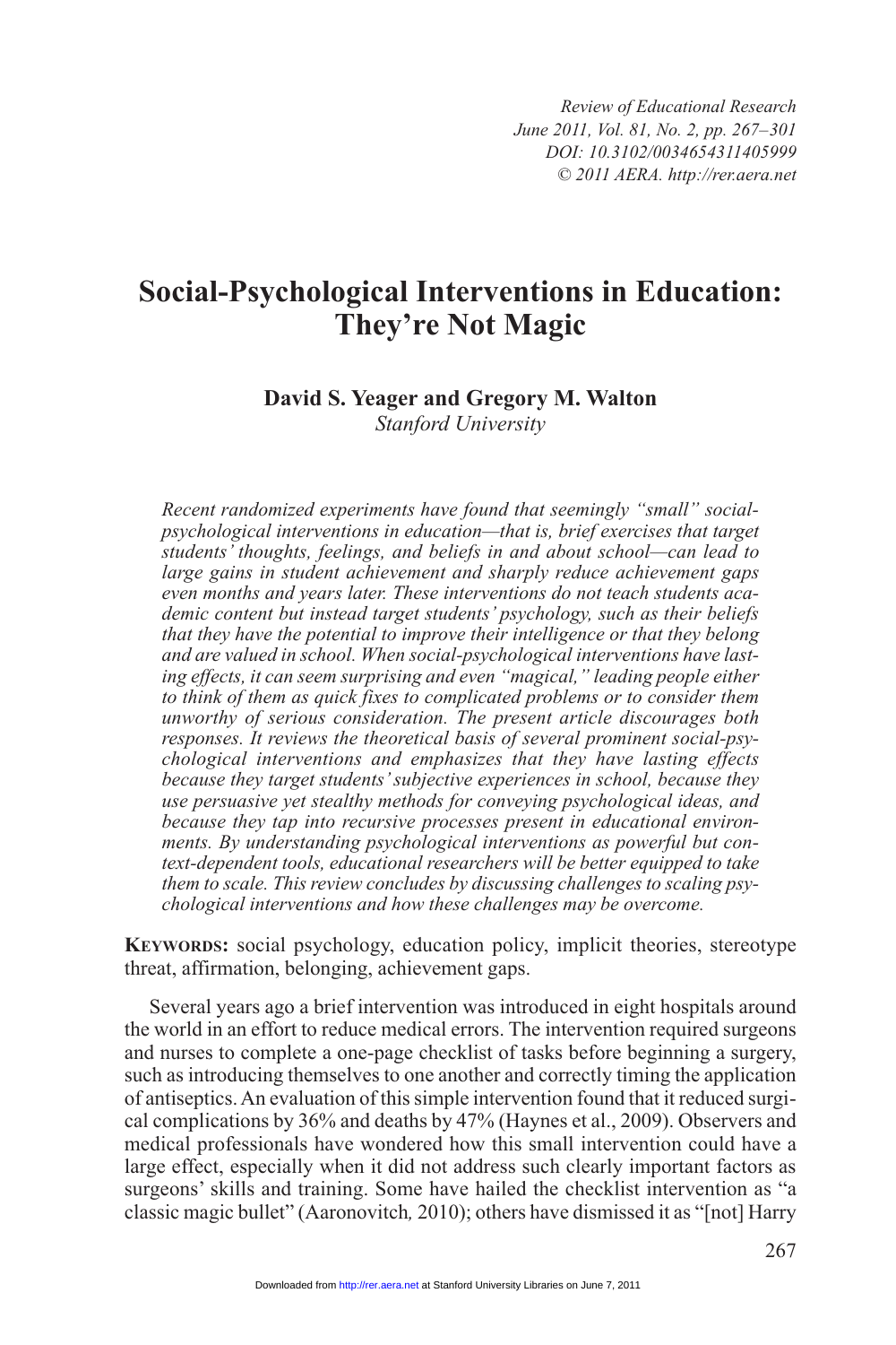# Social-Psychological Interventions in Education: They're Not Magic

**David S. Yeager and Gregory M. Walton**
*Stanford University*

*Recent randomized experiments have found that seemingly "small" social-psychological interventions in education—that is, brief exercises that target students' thoughts, feelings, and beliefs in and about school—can lead to large gains in student achievement and sharply reduce achievement gaps even months and years later. These interventions do not teach students academic content but instead target students' psychology, such as their beliefs that they have the potential to improve their intelligence or that they belong and are valued in school. When social-psychological interventions have lasting effects, it can seem surprising and even "magical," leading people either to think of them as quick fixes to complicated problems or to consider them unworthy of serious consideration. The present article discourages both responses. It reviews the theoretical basis of several prominent social-psychological interventions and emphasizes that they have lasting effects because they target students' subjective experiences in school, because they use persuasive yet stealthy methods for conveying psychological ideas, and because they tap into recursive processes present in educational environments. By understanding psychological interventions as powerful but context-dependent tools, educational researchers will be better equipped to take them to scale. This review concludes by discussing challenges to scaling psychological interventions and how these challenges may be overcome.*

**Keywords:** social psychology, education policy, implicit theories, stereotype threat, affirmation, belonging, achievement gaps.

Several years ago a brief intervention was introduced in eight hospitals around the world in an effort to reduce medical errors. The intervention required surgeons and nurses to complete a one-page checklist of tasks before beginning a surgery, such as introducing themselves to one another and correctly timing the application of antiseptics. An evaluation of this simple intervention found that it reduced surgical complications by 36% and deaths by 47% (Haynes et al., 2009). Observers and medical professionals have wondered how this small intervention could have a large effect, especially when it did not address such clearly important factors as surgeons' skills and training. Some have hailed the checklist intervention as "a classic magic bullet" (Aaronovitch, 2010); others have dismissed it as "[not] Harry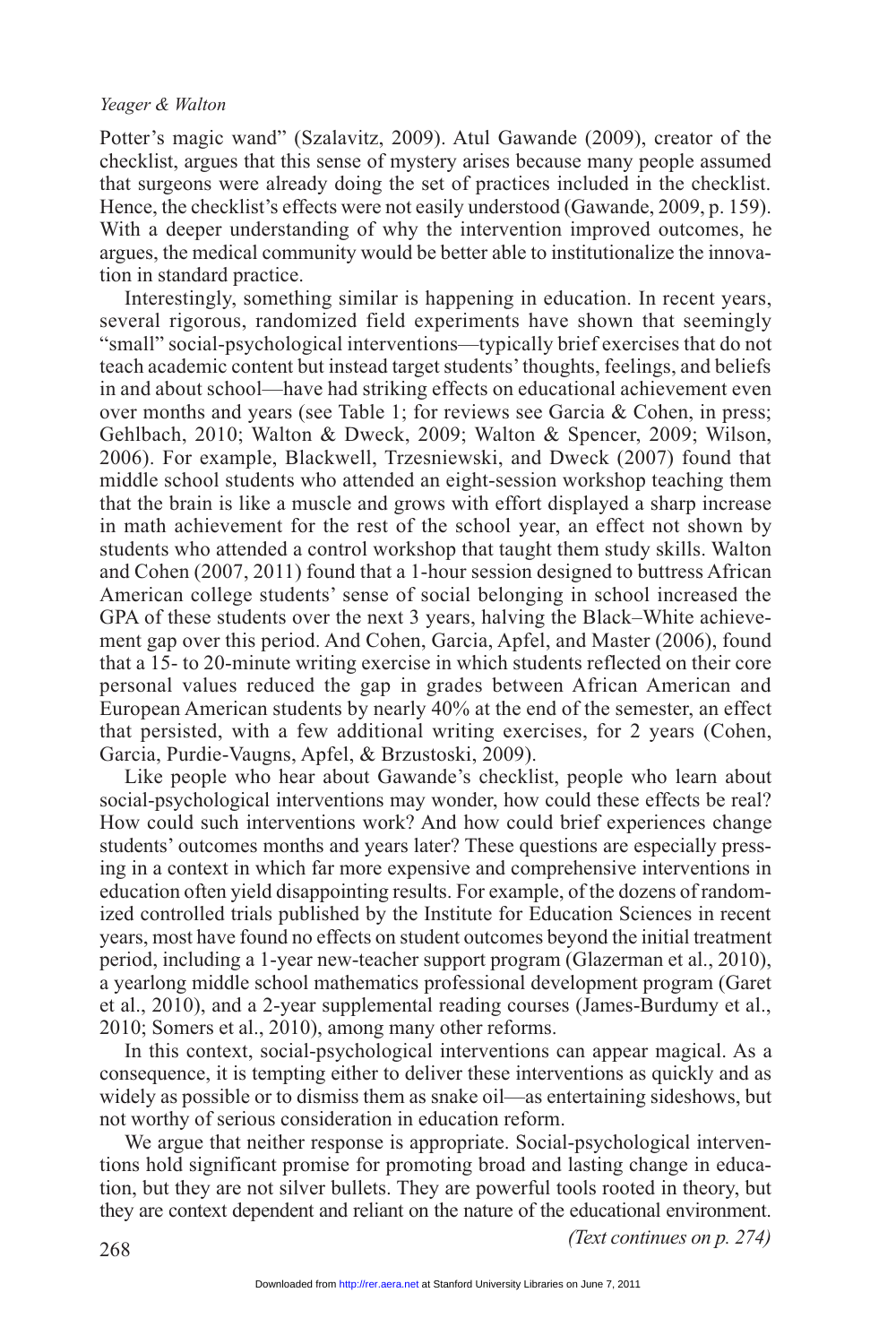Potter's magic wand" (Szalavitz, 2009). Atul Gawande (2009), creator of the checklist, argues that this sense of mystery arises because many people assumed that surgeons were already doing the set of practices included in the checklist. Hence, the checklist's effects were not easily understood (Gawande, 2009, p. 159). With a deeper understanding of why the intervention improved outcomes, he argues, the medical community would be better able to institutionalize the innovation in standard practice.

Interestingly, something similar is happening in education. In recent years, several rigorous, randomized field experiments have shown that seemingly "small" social-psychological interventions—typically brief exercises that do not teach academic content but instead target students' thoughts, feelings, and beliefs in and about school—have had striking effects on educational achievement even over months and years (see Table 1; for reviews see Garcia & Cohen, in press; Gehlbach, 2010; Walton & Dweck, 2009; Walton & Spencer, 2009; Wilson, 2006). For example, Blackwell, Trzesniewski, and Dweck (2007) found that middle school students who attended an eight-session workshop teaching them that the brain is like a muscle and grows with effort displayed a sharp increase in math achievement for the rest of the school year, an effect not shown by students who attended a control workshop that taught them study skills. Walton and Cohen (2007, 2011) found that a 1-hour session designed to buttress African American college students' sense of social belonging in school increased the GPA of these students over the next 3 years, halving the Black–White achievement gap over this period. And Cohen, Garcia, Apfel, and Master (2006), found that a 15- to 20-minute writing exercise in which students reflected on their core personal values reduced the gap in grades between African American and European American students by nearly 40% at the end of the semester, an effect that persisted, with a few additional writing exercises, for 2 years (Cohen, Garcia, Purdie-Vaugns, Apfel, & Brzustoski, 2009).

Like people who hear about Gawande's checklist, people who learn about social-psychological interventions may wonder, how could these effects be real? How could such interventions work? And how could brief experiences change students' outcomes months and years later? These questions are especially pressing in a context in which far more expensive and comprehensive interventions in education often yield disappointing results. For example, of the dozens of randomized controlled trials published by the Institute for Education Sciences in recent years, most have found no effects on student outcomes beyond the initial treatment period, including a 1-year new-teacher support program (Glazerman et al., 2010), a yearlong middle school mathematics professional development program (Garet et al., 2010), and a 2-year supplemental reading courses (James-Burdumy et al., 2010; Somers et al., 2010), among many other reforms.

In this context, social-psychological interventions can appear magical. As a consequence, it is tempting either to deliver these interventions as quickly and as widely as possible or to dismiss them as snake oil—as entertaining sideshows, but not worthy of serious consideration in education reform.

We argue that neither response is appropriate. Social-psychological interventions hold significant promise for promoting broad and lasting change in education, but they are not silver bullets. They are powerful tools rooted in theory, but they are context dependent and reliant on the nature of the educational environment.

*(Text continues on p. 274)*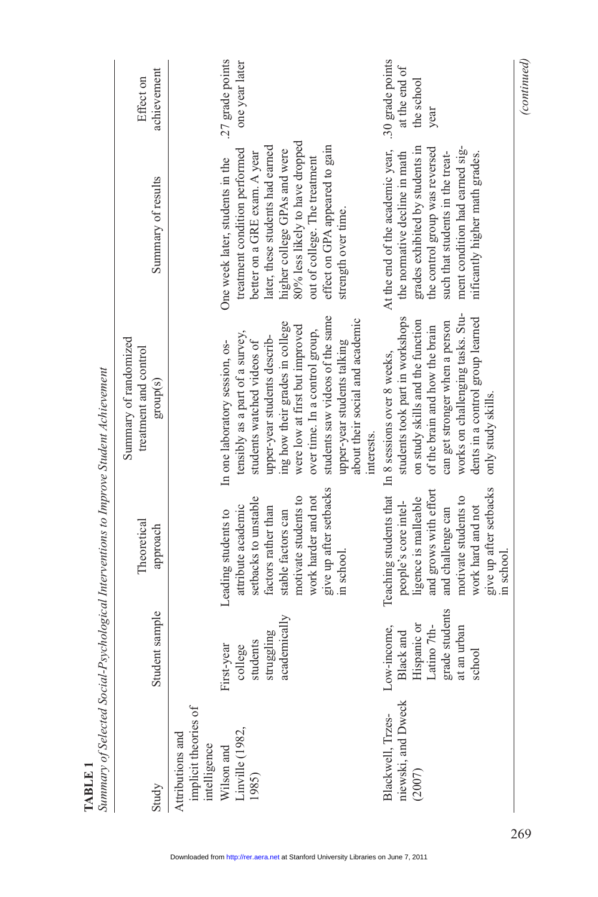**TABLE 1**

*Summary of Selected Social-Psychological Interventions to Improve Student Achievement*

| Study | Student sample | Theoretical approach | Summary of randomized treatment and control group(s) | Summary of results | Effect on achievement |
|---|---|---|---|---|---|
| Attributions and implicit theories of intelligence | | | | | |
| Wilson and Linville (1982, 1985) | First-year college students struggling academically | Leading students to attribute academic setbacks to unstable factors rather than stable factors can motivate students to work harder and not give up after setbacks in school. | In one laboratory session, ostensibly as a part of a survey, students watched videos of upper-year students describing how their grades in college were low at first but improved over time. In a control group, students saw videos of the same upper-year students talking about their social and academic interests. | One week later, students in the treatment condition performed better on a GRE exam. A year later, these students had earned higher college GPAs and were 80% less likely to have dropped out of college. The treatment effect on GPA appeared to gain strength over time. | .27 grade points one year later |
| Blackwell, Trzesniewski, and Dweck (2007) | Low-income, Black and Hispanic or Latino 7th-grade students at an urban school | Teaching students that people's core intelligence is malleable and grows with effort and challenge can motivate students to work hard and not give up after setbacks in school. | In 8 sessions over 8 weeks, students took part in workshops on study skills and the function of the brain and how the brain can get stronger when a person works on challenging tasks. Students in a control group learned only study skills. | At the end of the academic year, the normative decline in math grades exhibited by students in the control group was reversed such that students in the treatment condition had earned significantly higher math grades. | .30 grade points at the end of the school year |

*(continued)*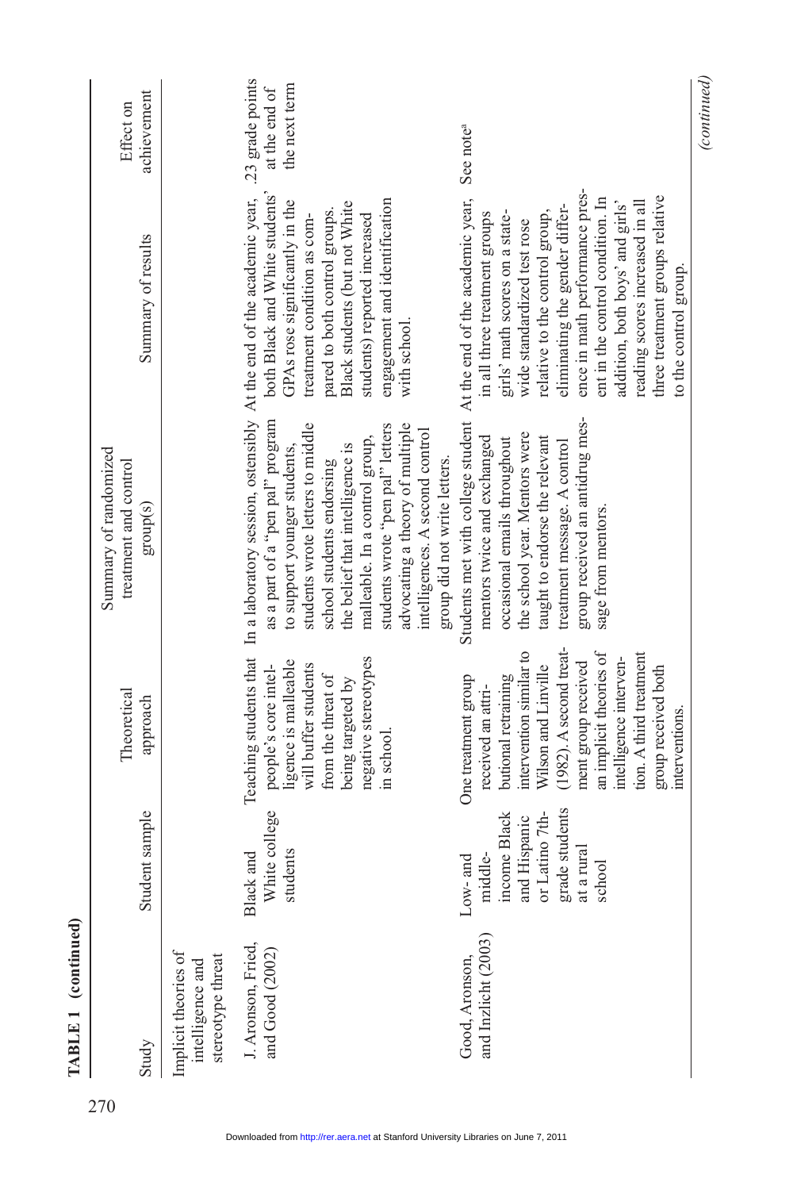**TABLE 1 (continued)**

| Study | Student sample | Theoretical approach | Summary of randomized treatment and control group(s) | Summary of results | Effect on achievement |
|---|---|---|---|---|---|
| Implicit theories of intelligence and stereotype threat | | | | | |
| J. Aronson, Fried, and Good (2002) | Black and White college students | Teaching students that people's core intelligence is malleable will buffer students from the threat of being targeted by negative stereotypes in school. | In a laboratory session, ostensibly as a part of a "pen pal" program to support younger students, students wrote letters to middle school students endorsing the belief that intelligence is malleable. In a control group, students wrote "pen pal" letters advocating a theory of multiple intelligences. A second control group did not write letters. | At the end of the academic year, both Black and White students' GPAs rose significantly in the treatment condition as compared to both control groups. Black students (but not White students) reported increased engagement and identification with school. | .23 grade points at the end of the next term |
| Good, Aronson, and Inzlicht (2003) | Low- and middle-income Black and Hispanic or Latino 7th-grade students at a rural school | One treatment group received an attributional retraining intervention similar to Wilson and Linville (1982). A second treatment group received an implicit theories of intelligence intervention. A third treatment group received both interventions. | Students met with college student mentors twice and exchanged occasional emails throughout the school year. Mentors were taught to endorse the relevant treatment message. A control group received an antidrug message from mentors. | At the end of the academic year, in all three treatment groups girls' math scores on a statewide standardized test rose relative to the control group, eliminating the gender difference in math performance present in the control condition. In addition, both boys' and girls' reading scores increased in all three treatment groups relative to the control group. | See note[a] |

*(continued)*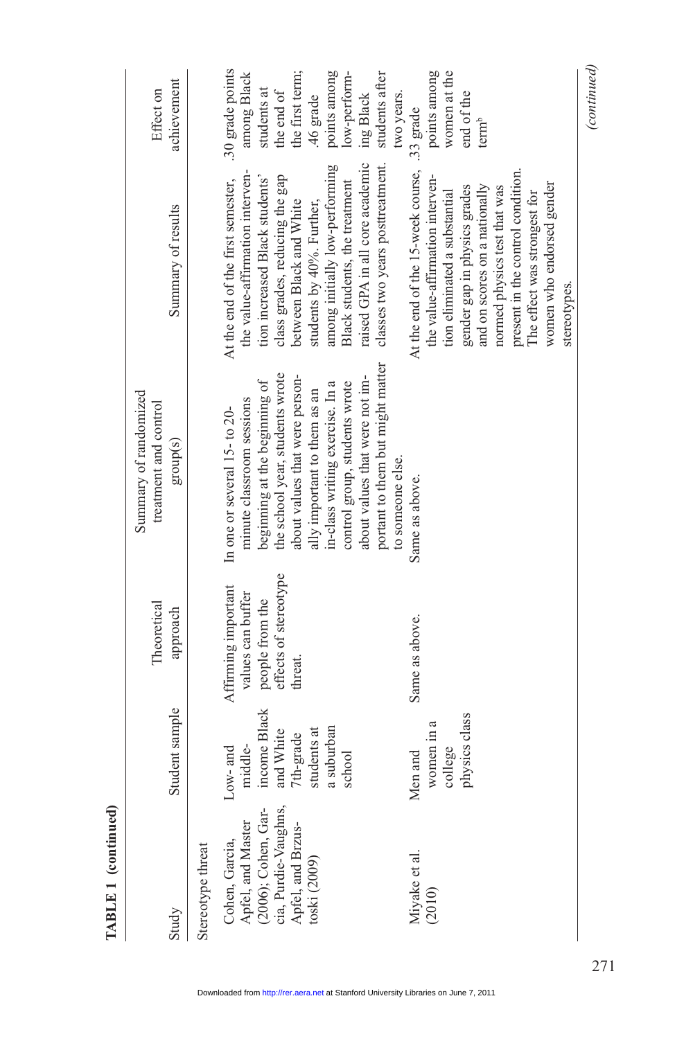**TABLE 1 (continued)**

| Study | Student sample | Theoretical approach | Summary of randomized treatment and control group(s) | Summary of results | Effect on achievement |
|---|---|---|---|---|---|
| Stereotype threat | | | | | |
| Cohen, Garcia, Apfel, and Master (2006); Cohen, Garcia, Purdie-Vaughns, Apfel, and Brzustoski (2009) | Low- and middle-income Black and White 7th-grade students at a suburban school | Affirming important values can buffer people from the effects of stereotype threat. | In one or several 15- to 20-minute classroom sessions beginning at the beginning of the school year, students wrote about values that were personally important to them as an in-class writing exercise. In a control group, students wrote about values that were not important to them but might matter to someone else. | At the end of the first semester, the value-affirmation intervention increased Black students' class grades, reducing the gap between Black and White students by 40%. Further, among initially low-performing Black students, the treatment raised GPA in all core academic classes two years posttreatment. | .30 grade points among Black students at the end of the first term; .46 grade points among low-performing Black students after two years. |
| Miyake et al. (2010) | Men and women in a college physics class | Same as above. | Same as above. | At the end of the 15-week course, the value-affirmation intervention eliminated a substantial gender gap in physics grades and on scores on a nationally normed physics test that was present in the control condition. The effect was strongest for women who endorsed gender stereotypes. | .33 grade points among women at the end of the term[b] |

*(continued)*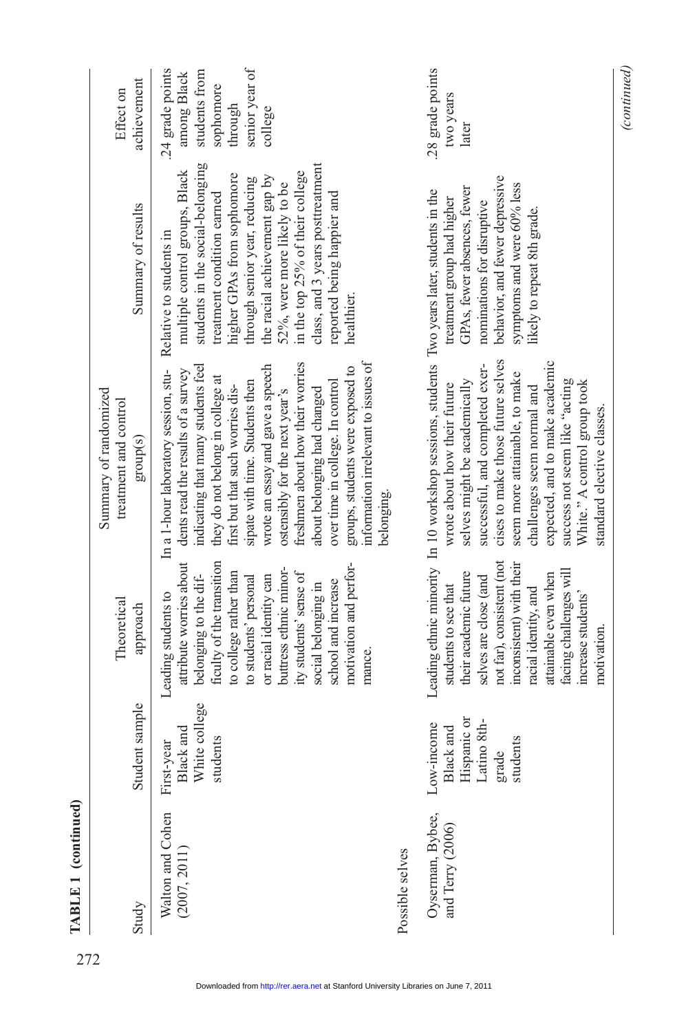**TABLE 1 (continued)**

| Study | Student sample | Theoretical approach | Summary of randomized treatment and control group(s) | Summary of results | Effect on achievement |
|---|---|---|---|---|---|
| Walton and Cohen (2007, 2011) | First-year Black and White college students | Leading students to attribute worries about belonging to the difficulty of the transition to college rather than to students' personal or racial identity can buttress ethnic minority students' sense of social belonging in school and increase motivation and performance. | In a 1-hour laboratory session, students read the results of a survey indicating that many students feel they do not belong in college at first but that such worries dissipate with time. Students then wrote an essay and gave a speech ostensibly for the next year's freshmen about how their worries about belonging had changed over time in college. In control groups, students were exposed to information irrelevant to issues of belonging. | Relative to students in multiple control groups, Black students in the social-belonging treatment condition earned higher GPAs from sophomore through senior year, reducing the racial achievement gap by 52%, were more likely to be in the top 25% of their college class, and 3 years posttreatment reported being happier and healthier. | .24 grade points among Black students from sophomore through senior year of college |
| Possible selves | | | | | |
| Oyserman, Bybee, and Terry (2006) | Low-income Black and Hispanic or Latino 8th-grade students | Leading ethnic minority students to see that their academic future selves are close (and not far), consistent (not inconsistent) with their racial identity, and attainable even when facing challenges will increase students' motivation. | In 10 workshop sessions, students wrote about how their future selves might be academically successful, and completed exercises to make those future selves seem more attainable, to make challenges seem normal and expected, and to make academic success not seem like "acting White." A control group took standard elective classes. | Two years later, students in the treatment group had higher GPAs, fewer absences, fewer nominations for disruptive behavior, and fewer depressive symptoms and were 60% less likely to repeat 8th grade. | .28 grade points two years later |

*(continued)*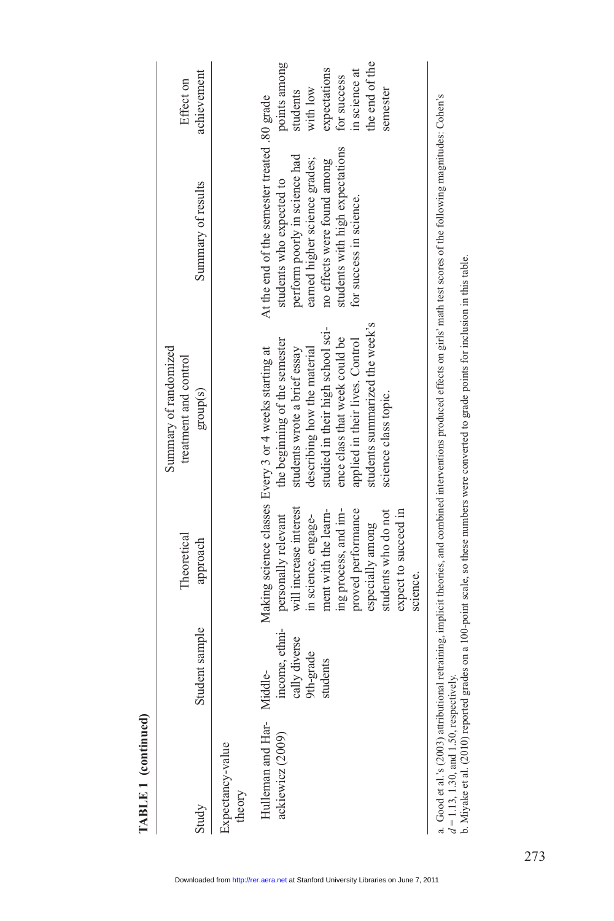**TABLE 1 (continued)**

| Study | Student sample | Theoretical approach | Summary of randomized treatment and control group(s) | Summary of results | Effect on achievement |
|---|---|---|---|---|---|
| Expectancy-value theory | | | | | |
| Hulleman and Harackiewicz (2009) | Middle-income, ethnically diverse 9th-grade students | Making science classes personally relevant will increase interest in science, engagement with the learning process, and improved performance especially among students who do not expect to succeed in science. | Every 3 or 4 weeks starting at the beginning of the semester students wrote a brief essay describing how the material studied in their high school science class that week could be applied in their lives. Control students summarized the week's science class topic. | At the end of the semester treated students who expected to perform poorly in science had earned higher science grades; no effects were found among students with high expectations for success in science. | .80 grade points among students with low expectations for success in science at the end of the semester |

a. Good et al.'s (2003) attributional retraining, implicit theories, and combined interventions produced effects on girls' math test scores of the following magnitudes: Cohen's $d = 1.13$, 1.30, and 1.50, respectively.
b. Miyake et al. (2010) reported grades on a 100-point scale, so these numbers were converted to grade points for inclusion in this table.

Downloaded from http://rer.aera.net at Stanford University Libraries on June 7, 2011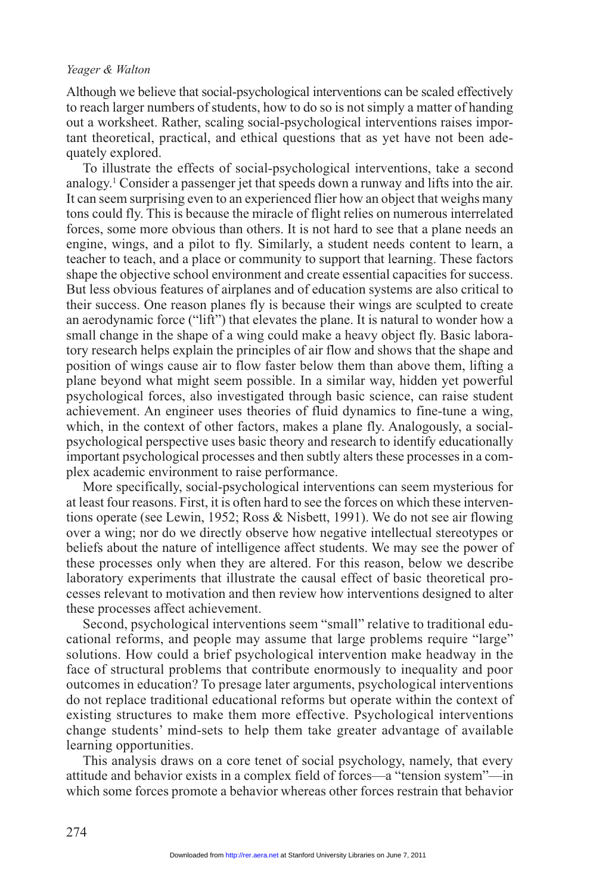Although we believe that social-psychological interventions can be scaled effectively to reach larger numbers of students, how to do so is not simply a matter of handing out a worksheet. Rather, scaling social-psychological interventions raises important theoretical, practical, and ethical questions that as yet have not been adequately explored.

To illustrate the effects of social-psychological interventions, take a second analogy.[1] Consider a passenger jet that speeds down a runway and lifts into the air. It can seem surprising even to an experienced flier how an object that weighs many tons could fly. This is because the miracle of flight relies on numerous interrelated forces, some more obvious than others. It is not hard to see that a plane needs an engine, wings, and a pilot to fly. Similarly, a student needs content to learn, a teacher to teach, and a place or community to support that learning. These factors shape the objective school environment and create essential capacities for success. But less obvious features of airplanes and of education systems are also critical to their success. One reason planes fly is because their wings are sculpted to create an aerodynamic force ("lift") that elevates the plane. It is natural to wonder how a small change in the shape of a wing could make a heavy object fly. Basic laboratory research helps explain the principles of air flow and shows that the shape and position of wings cause air to flow faster below them than above them, lifting a plane beyond what might seem possible. In a similar way, hidden yet powerful psychological forces, also investigated through basic science, can raise student achievement. An engineer uses theories of fluid dynamics to fine-tune a wing, which, in the context of other factors, makes a plane fly. Analogously, a social-psychological perspective uses basic theory and research to identify educationally important psychological processes and then subtly alters these processes in a complex academic environment to raise performance.

More specifically, social-psychological interventions can seem mysterious for at least four reasons. First, it is often hard to see the forces on which these interventions operate (see Lewin, 1952; Ross & Nisbett, 1991). We do not see air flowing over a wing; nor do we directly observe how negative intellectual stereotypes or beliefs about the nature of intelligence affect students. We may see the power of these processes only when they are altered. For this reason, below we describe laboratory experiments that illustrate the causal effect of basic theoretical processes relevant to motivation and then review how interventions designed to alter these processes affect achievement.

Second, psychological interventions seem "small" relative to traditional educational reforms, and people may assume that large problems require "large" solutions. How could a brief psychological intervention make headway in the face of structural problems that contribute enormously to inequality and poor outcomes in education? To presage later arguments, psychological interventions do not replace traditional educational reforms but operate within the context of existing structures to make them more effective. Psychological interventions change students' mind-sets to help them take greater advantage of available learning opportunities.

This analysis draws on a core tenet of social psychology, namely, that every attitude and behavior exists in a complex field of forces—a "tension system"—in which some forces promote a behavior whereas other forces restrain that behavior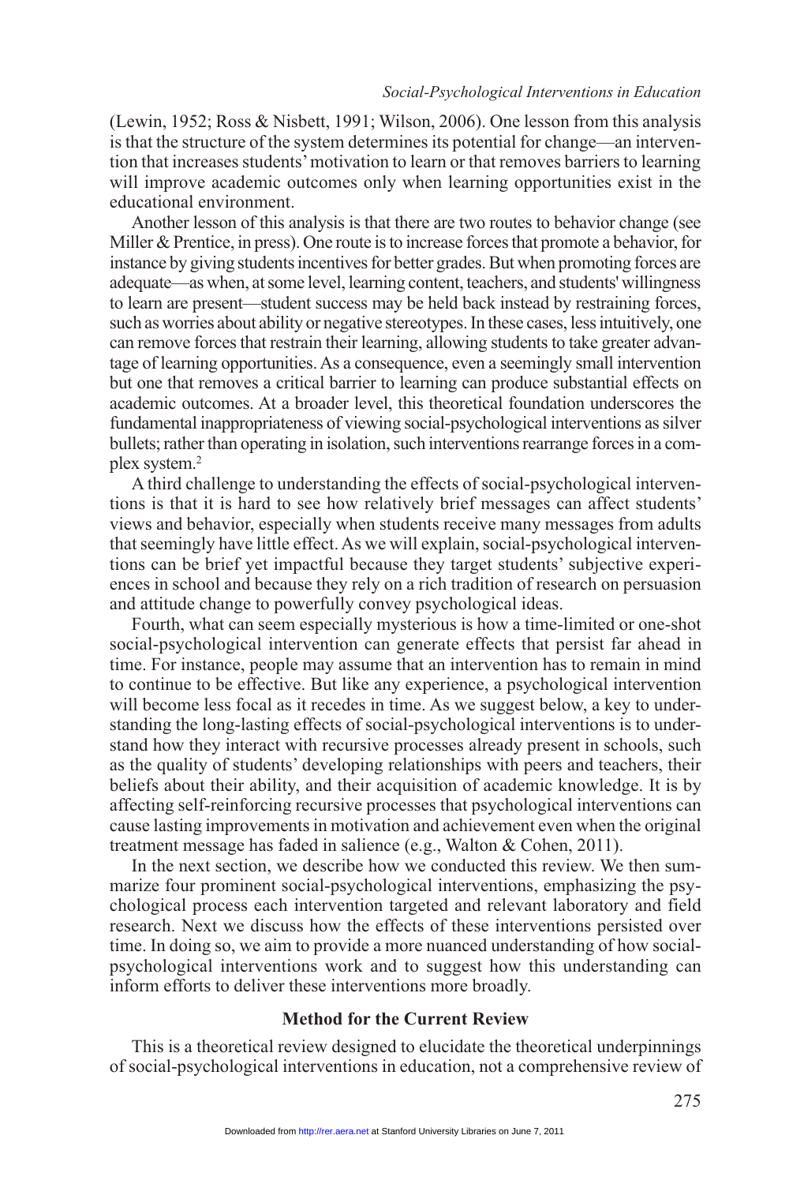(Lewin, 1952; Ross & Nisbett, 1991; Wilson, 2006). One lesson from this analysis is that the structure of the system determines its potential for change—an intervention that increases students' motivation to learn or that removes barriers to learning will improve academic outcomes only when learning opportunities exist in the educational environment.

Another lesson of this analysis is that there are two routes to behavior change (see Miller & Prentice, in press). One route is to increase forces that promote a behavior, for instance by giving students incentives for better grades. But when promoting forces are adequate—as when, at some level, learning content, teachers, and students' willingness to learn are present—student success may be held back instead by restraining forces, such as worries about ability or negative stereotypes. In these cases, less intuitively, one can remove forces that restrain their learning, allowing students to take greater advantage of learning opportunities. As a consequence, even a seemingly small intervention but one that removes a critical barrier to learning can produce substantial effects on academic outcomes. At a broader level, this theoretical foundation underscores the fundamental inappropriateness of viewing social-psychological interventions as silver bullets; rather than operating in isolation, such interventions rearrange forces in a complex system.[2]

A third challenge to understanding the effects of social-psychological interventions is that it is hard to see how relatively brief messages can affect students' views and behavior, especially when students receive many messages from adults that seemingly have little effect. As we will explain, social-psychological interventions can be brief yet impactful because they target students' subjective experiences in school and because they rely on a rich tradition of research on persuasion and attitude change to powerfully convey psychological ideas.

Fourth, what can seem especially mysterious is how a time-limited or one-shot social-psychological intervention can generate effects that persist far ahead in time. For instance, people may assume that an intervention has to remain in mind to continue to be effective. But like any experience, a psychological intervention will become less focal as it recedes in time. As we suggest below, a key to understanding the long-lasting effects of social-psychological interventions is to understand how they interact with recursive processes already present in schools, such as the quality of students' developing relationships with peers and teachers, their beliefs about their ability, and their acquisition of academic knowledge. It is by affecting self-reinforcing recursive processes that psychological interventions can cause lasting improvements in motivation and achievement even when the original treatment message has faded in salience (e.g., Walton & Cohen, 2011).

In the next section, we describe how we conducted this review. We then summarize four prominent social-psychological interventions, emphasizing the psychological process each intervention targeted and relevant laboratory and field research. Next we discuss how the effects of these interventions persisted over time. In doing so, we aim to provide a more nuanced understanding of how social-psychological interventions work and to suggest how this understanding can inform efforts to deliver these interventions more broadly.

## Method for the Current Review

This is a theoretical review designed to elucidate the theoretical underpinnings of social-psychological interventions in education, not a comprehensive review of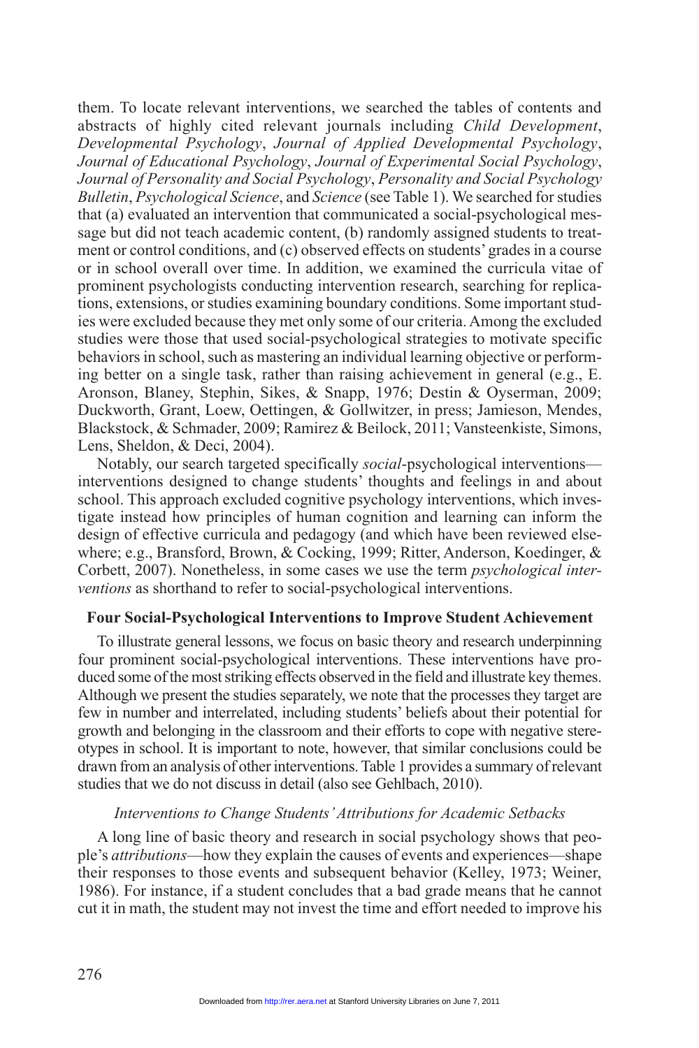them. To locate relevant interventions, we searched the tables of contents and abstracts of highly cited relevant journals including *Child Development*, *Developmental Psychology*, *Journal of Applied Developmental Psychology*, *Journal of Educational Psychology*, *Journal of Experimental Social Psychology*, *Journal of Personality and Social Psychology*, *Personality and Social Psychology Bulletin*, *Psychological Science*, and *Science* (see Table 1). We searched for studies that (a) evaluated an intervention that communicated a social-psychological message but did not teach academic content, (b) randomly assigned students to treatment or control conditions, and (c) observed effects on students' grades in a course or in school overall over time. In addition, we examined the curricula vitae of prominent psychologists conducting intervention research, searching for replications, extensions, or studies examining boundary conditions. Some important studies were excluded because they met only some of our criteria. Among the excluded studies were those that used social-psychological strategies to motivate specific behaviors in school, such as mastering an individual learning objective or performing better on a single task, rather than raising achievement in general (e.g., E. Aronson, Blaney, Stephin, Sikes, & Snapp, 1976; Destin & Oyserman, 2009; Duckworth, Grant, Loew, Oettingen, & Gollwitzer, in press; Jamieson, Mendes, Blackstock, & Schmader, 2009; Ramirez & Beilock, 2011; Vansteenkiste, Simons, Lens, Sheldon, & Deci, 2004).

Notably, our search targeted specifically *social*-psychological interventions—interventions designed to change students' thoughts and feelings in and about school. This approach excluded cognitive psychology interventions, which investigate instead how principles of human cognition and learning can inform the design of effective curricula and pedagogy (and which have been reviewed elsewhere; e.g., Bransford, Brown, & Cocking, 1999; Ritter, Anderson, Koedinger, & Corbett, 2007). Nonetheless, in some cases we use the term *psychological interventions* as shorthand to refer to social-psychological interventions.

## Four Social-Psychological Interventions to Improve Student Achievement

To illustrate general lessons, we focus on basic theory and research underpinning four prominent social-psychological interventions. These interventions have produced some of the most striking effects observed in the field and illustrate key themes. Although we present the studies separately, we note that the processes they target are few in number and interrelated, including students' beliefs about their potential for growth and belonging in the classroom and their efforts to cope with negative stereotypes in school. It is important to note, however, that similar conclusions could be drawn from an analysis of other interventions. Table 1 provides a summary of relevant studies that we do not discuss in detail (also see Gehlbach, 2010).

### *Interventions to Change Students' Attributions for Academic Setbacks*

A long line of basic theory and research in social psychology shows that people's *attributions*—how they explain the causes of events and experiences—shape their responses to those events and subsequent behavior (Kelley, 1973; Weiner, 1986). For instance, if a student concludes that a bad grade means that he cannot cut it in math, the student may not invest the time and effort needed to improve his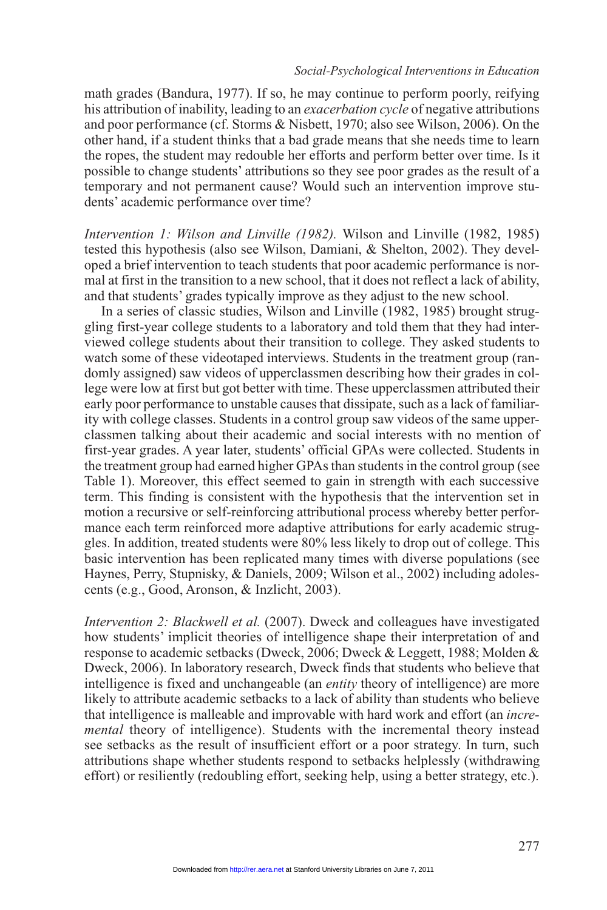math grades (Bandura, 1977). If so, he may continue to perform poorly, reifying his attribution of inability, leading to an *exacerbation cycle* of negative attributions and poor performance (cf. Storms & Nisbett, 1970; also see Wilson, 2006). On the other hand, if a student thinks that a bad grade means that she needs time to learn the ropes, the student may redouble her efforts and perform better over time. Is it possible to change students' attributions so they see poor grades as the result of a temporary and not permanent cause? Would such an intervention improve students' academic performance over time?

*Intervention 1: Wilson and Linville (1982).* Wilson and Linville (1982, 1985) tested this hypothesis (also see Wilson, Damiani, & Shelton, 2002). They developed a brief intervention to teach students that poor academic performance is normal at first in the transition to a new school, that it does not reflect a lack of ability, and that students' grades typically improve as they adjust to the new school.

In a series of classic studies, Wilson and Linville (1982, 1985) brought struggling first-year college students to a laboratory and told them that they had interviewed college students about their transition to college. They asked students to watch some of these videotaped interviews. Students in the treatment group (randomly assigned) saw videos of upperclassmen describing how their grades in college were low at first but got better with time. These upperclassmen attributed their early poor performance to unstable causes that dissipate, such as a lack of familiarity with college classes. Students in a control group saw videos of the same upperclassmen talking about their academic and social interests with no mention of first-year grades. A year later, students' official GPAs were collected. Students in the treatment group had earned higher GPAs than students in the control group (see Table 1). Moreover, this effect seemed to gain in strength with each successive term. This finding is consistent with the hypothesis that the intervention set in motion a recursive or self-reinforcing attributional process whereby better performance each term reinforced more adaptive attributions for early academic struggles. In addition, treated students were 80% less likely to drop out of college. This basic intervention has been replicated many times with diverse populations (see Haynes, Perry, Stupnisky, & Daniels, 2009; Wilson et al., 2002) including adolescents (e.g., Good, Aronson, & Inzlicht, 2003).

*Intervention 2: Blackwell et al.* (2007). Dweck and colleagues have investigated how students' implicit theories of intelligence shape their interpretation of and response to academic setbacks (Dweck, 2006; Dweck & Leggett, 1988; Molden & Dweck, 2006). In laboratory research, Dweck finds that students who believe that intelligence is fixed and unchangeable (an *entity* theory of intelligence) are more likely to attribute academic setbacks to a lack of ability than students who believe that intelligence is malleable and improvable with hard work and effort (an *incremental* theory of intelligence). Students with the incremental theory instead see setbacks as the result of insufficient effort or a poor strategy. In turn, such attributions shape whether students respond to setbacks helplessly (withdrawing effort) or resiliently (redoubling effort, seeking help, using a better strategy, etc.).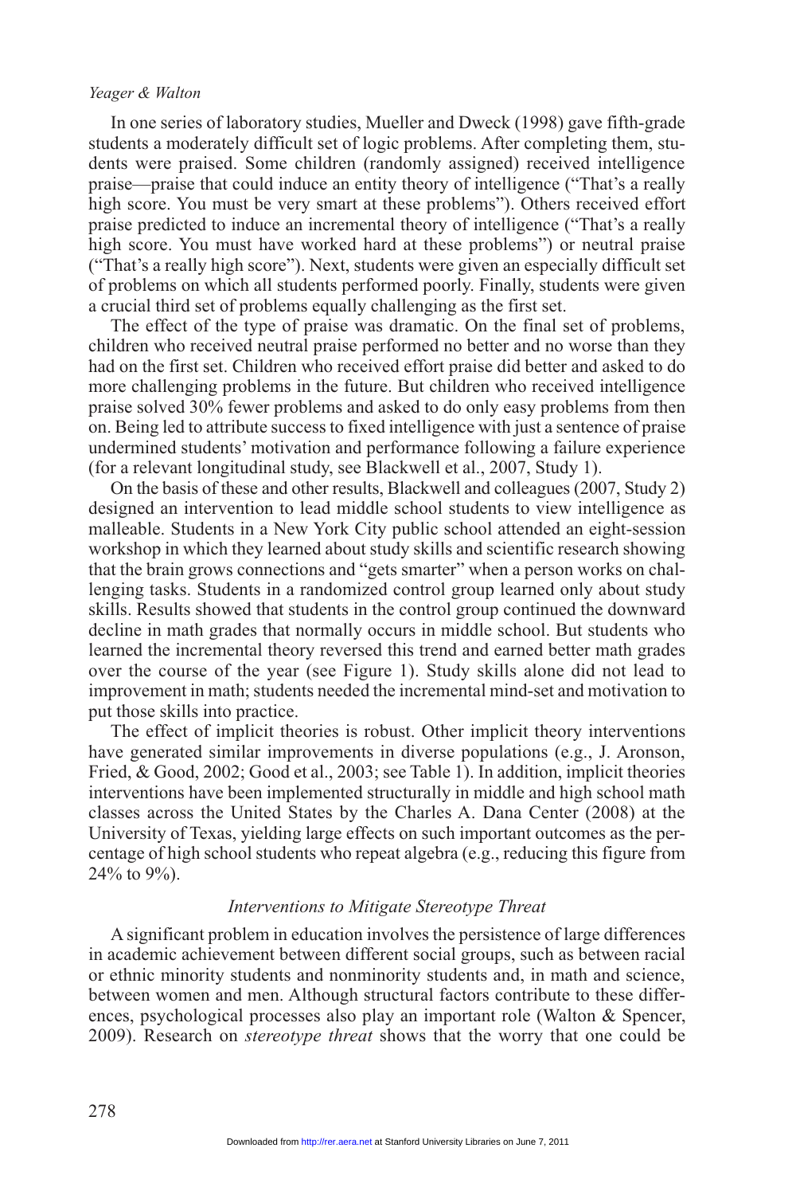In one series of laboratory studies, Mueller and Dweck (1998) gave fifth-grade students a moderately difficult set of logic problems. After completing them, students were praised. Some children (randomly assigned) received intelligence praise—praise that could induce an entity theory of intelligence ("That's a really high score. You must be very smart at these problems"). Others received effort praise predicted to induce an incremental theory of intelligence ("That's a really high score. You must have worked hard at these problems") or neutral praise ("That's a really high score"). Next, students were given an especially difficult set of problems on which all students performed poorly. Finally, students were given a crucial third set of problems equally challenging as the first set.

The effect of the type of praise was dramatic. On the final set of problems, children who received neutral praise performed no better and no worse than they had on the first set. Children who received effort praise did better and asked to do more challenging problems in the future. But children who received intelligence praise solved 30% fewer problems and asked to do only easy problems from then on. Being led to attribute success to fixed intelligence with just a sentence of praise undermined students' motivation and performance following a failure experience (for a relevant longitudinal study, see Blackwell et al., 2007, Study 1).

On the basis of these and other results, Blackwell and colleagues (2007, Study 2) designed an intervention to lead middle school students to view intelligence as malleable. Students in a New York City public school attended an eight-session workshop in which they learned about study skills and scientific research showing that the brain grows connections and "gets smarter" when a person works on challenging tasks. Students in a randomized control group learned only about study skills. Results showed that students in the control group continued the downward decline in math grades that normally occurs in middle school. But students who learned the incremental theory reversed this trend and earned better math grades over the course of the year (see Figure 1). Study skills alone did not lead to improvement in math; students needed the incremental mind-set and motivation to put those skills into practice.

The effect of implicit theories is robust. Other implicit theory interventions have generated similar improvements in diverse populations (e.g., J. Aronson, Fried, & Good, 2002; Good et al., 2003; see Table 1). In addition, implicit theories interventions have been implemented structurally in middle and high school math classes across the United States by the Charles A. Dana Center (2008) at the University of Texas, yielding large effects on such important outcomes as the percentage of high school students who repeat algebra (e.g., reducing this figure from 24% to 9%).

### *Interventions to Mitigate Stereotype Threat*

A significant problem in education involves the persistence of large differences in academic achievement between different social groups, such as between racial or ethnic minority students and nonminority students and, in math and science, between women and men. Although structural factors contribute to these differences, psychological processes also play an important role (Walton & Spencer, 2009). Research on *stereotype threat* shows that the worry that one could be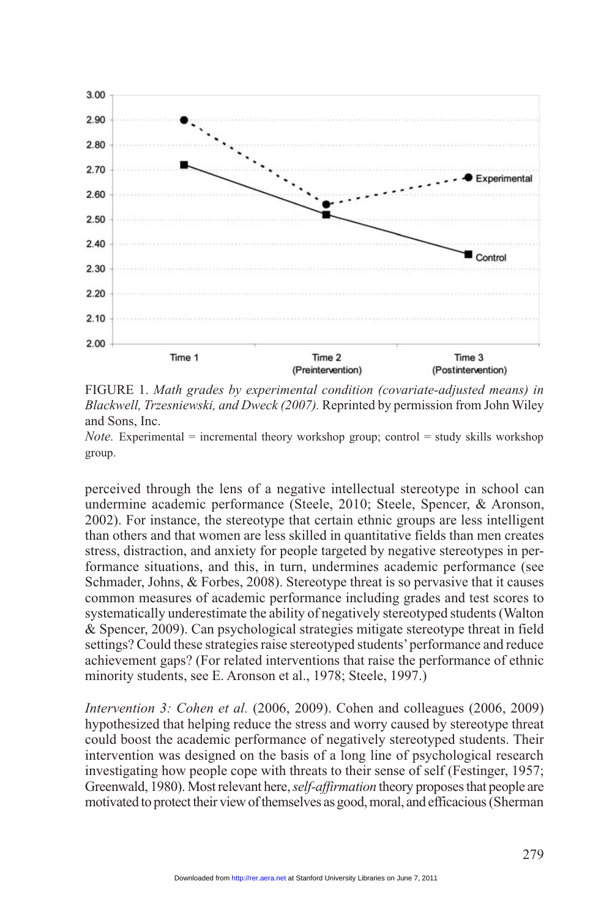FIGURE 1. *Math grades by experimental condition (covariate-adjusted means) in Blackwell, Trzesniewski, and Dweck (2007).* Reprinted by permission from John Wiley and Sons, Inc.

*Note.* Experimental = incremental theory workshop group; control = study skills workshop group.

perceived through the lens of a negative intellectual stereotype in school can undermine academic performance (Steele, 2010; Steele, Spencer, & Aronson, 2002). For instance, the stereotype that certain ethnic groups are less intelligent than others and that women are less skilled in quantitative fields than men creates stress, distraction, and anxiety for people targeted by negative stereotypes in performance situations, and this, in turn, undermines academic performance (see Schmader, Johns, & Forbes, 2008). Stereotype threat is so pervasive that it causes common measures of academic performance including grades and test scores to systematically underestimate the ability of negatively stereotyped students (Walton & Spencer, 2009). Can psychological strategies mitigate stereotype threat in field settings? Could these strategies raise stereotyped students' performance and reduce achievement gaps? (For related interventions that raise the performance of ethnic minority students, see E. Aronson et al., 1978; Steele, 1997.)

*Intervention 3: Cohen et al.* (2006, 2009). Cohen and colleagues (2006, 2009) hypothesized that helping reduce the stress and worry caused by stereotype threat could boost the academic performance of negatively stereotyped students. Their intervention was designed on the basis of a long line of psychological research investigating how people cope with threats to their sense of self (Festinger, 1957; Greenwald, 1980). Most relevant here, *self-affirmation* theory proposes that people are motivated to protect their view of themselves as good, moral, and efficacious (Sherman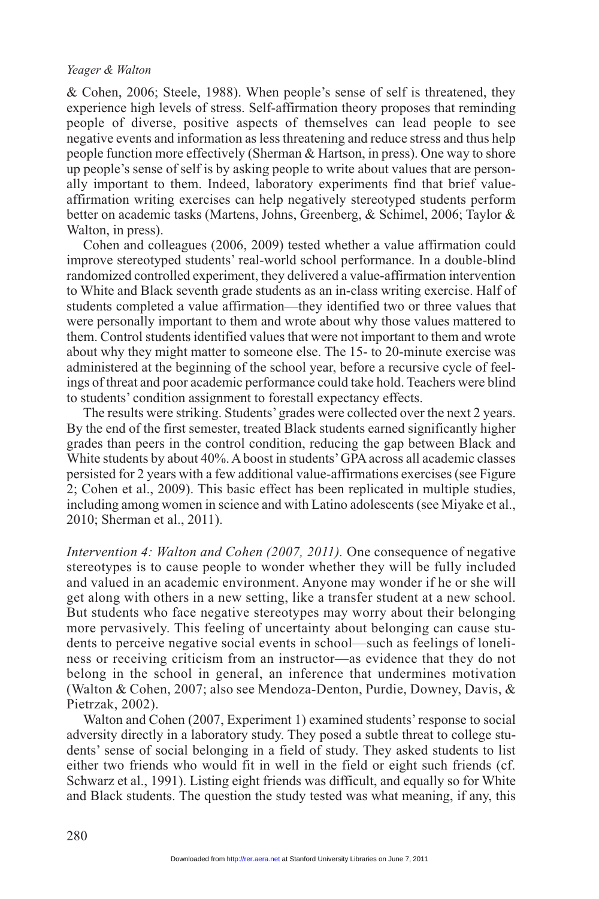& Cohen, 2006; Steele, 1988). When people's sense of self is threatened, they experience high levels of stress. Self-affirmation theory proposes that reminding people of diverse, positive aspects of themselves can lead people to see negative events and information as less threatening and reduce stress and thus help people function more effectively (Sherman & Hartson, in press). One way to shore up people's sense of self is by asking people to write about values that are personally important to them. Indeed, laboratory experiments find that brief value-affirmation writing exercises can help negatively stereotyped students perform better on academic tasks (Martens, Johns, Greenberg, & Schimel, 2006; Taylor & Walton, in press).

Cohen and colleagues (2006, 2009) tested whether a value affirmation could improve stereotyped students' real-world school performance. In a double-blind randomized controlled experiment, they delivered a value-affirmation intervention to White and Black seventh grade students as an in-class writing exercise. Half of students completed a value affirmation—they identified two or three values that were personally important to them and wrote about why those values mattered to them. Control students identified values that were not important to them and wrote about why they might matter to someone else. The 15- to 20-minute exercise was administered at the beginning of the school year, before a recursive cycle of feelings of threat and poor academic performance could take hold. Teachers were blind to students' condition assignment to forestall expectancy effects.

The results were striking. Students' grades were collected over the next 2 years. By the end of the first semester, treated Black students earned significantly higher grades than peers in the control condition, reducing the gap between Black and White students by about 40%. A boost in students' GPA across all academic classes persisted for 2 years with a few additional value-affirmations exercises (see Figure 2; Cohen et al., 2009). This basic effect has been replicated in multiple studies, including among women in science and with Latino adolescents (see Miyake et al., 2010; Sherman et al., 2011).

*Intervention 4: Walton and Cohen (2007, 2011).* One consequence of negative stereotypes is to cause people to wonder whether they will be fully included and valued in an academic environment. Anyone may wonder if he or she will get along with others in a new setting, like a transfer student at a new school. But students who face negative stereotypes may worry about their belonging more pervasively. This feeling of uncertainty about belonging can cause students to perceive negative social events in school—such as feelings of loneliness or receiving criticism from an instructor—as evidence that they do not belong in the school in general, an inference that undermines motivation (Walton & Cohen, 2007; also see Mendoza-Denton, Purdie, Downey, Davis, & Pietrzak, 2002).

Walton and Cohen (2007, Experiment 1) examined students' response to social adversity directly in a laboratory study. They posed a subtle threat to college students' sense of social belonging in a field of study. They asked students to list either two friends who would fit in well in the field or eight such friends (cf. Schwarz et al., 1991). Listing eight friends was difficult, and equally so for White and Black students. The question the study tested was what meaning, if any, this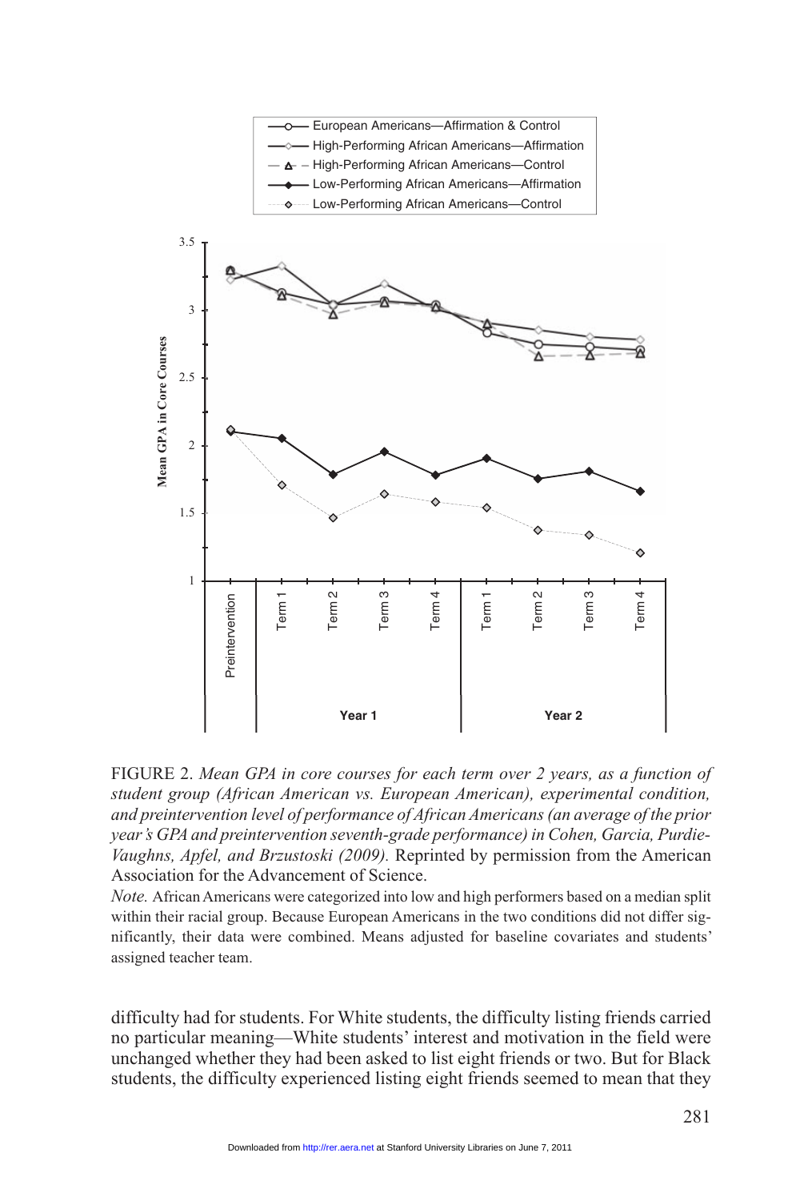FIGURE 2. *Mean GPA in core courses for each term over 2 years, as a function of student group (African American vs. European American), experimental condition, and preintervention level of performance of African Americans (an average of the prior year's GPA and preintervention seventh-grade performance) in Cohen, Garcia, Purdie-Vaughns, Apfel, and Brzustoski (2009).* Reprinted by permission from the American Association for the Advancement of Science.

*Note.* African Americans were categorized into low and high performers based on a median split within their racial group. Because European Americans in the two conditions did not differ significantly, their data were combined. Means adjusted for baseline covariates and students' assigned teacher team.

difficulty had for students. For White students, the difficulty listing friends carried no particular meaning—White students' interest and motivation in the field were unchanged whether they had been asked to list eight friends or two. But for Black students, the difficulty experienced listing eight friends seemed to mean that they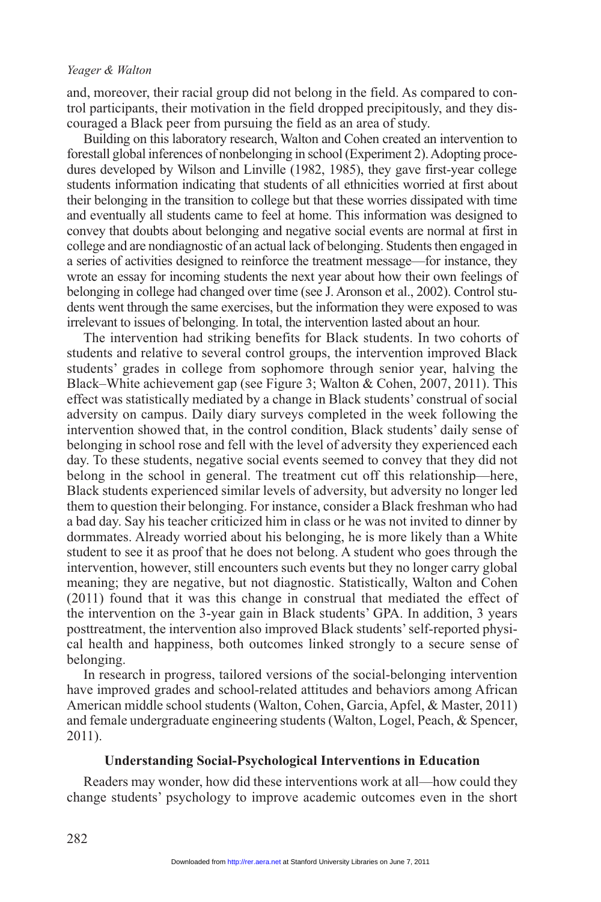and, moreover, their racial group did not belong in the field. As compared to control participants, their motivation in the field dropped precipitously, and they discouraged a Black peer from pursuing the field as an area of study.

Building on this laboratory research, Walton and Cohen created an intervention to forestall global inferences of nonbelonging in school (Experiment 2). Adopting procedures developed by Wilson and Linville (1982, 1985), they gave first-year college students information indicating that students of all ethnicities worried at first about their belonging in the transition to college but that these worries dissipated with time and eventually all students came to feel at home. This information was designed to convey that doubts about belonging and negative social events are normal at first in college and are nondiagnostic of an actual lack of belonging. Students then engaged in a series of activities designed to reinforce the treatment message—for instance, they wrote an essay for incoming students the next year about how their own feelings of belonging in college had changed over time (see J. Aronson et al., 2002). Control students went through the same exercises, but the information they were exposed to was irrelevant to issues of belonging. In total, the intervention lasted about an hour.

The intervention had striking benefits for Black students. In two cohorts of students and relative to several control groups, the intervention improved Black students' grades in college from sophomore through senior year, halving the Black–White achievement gap (see Figure 3; Walton & Cohen, 2007, 2011). This effect was statistically mediated by a change in Black students' construal of social adversity on campus. Daily diary surveys completed in the week following the intervention showed that, in the control condition, Black students' daily sense of belonging in school rose and fell with the level of adversity they experienced each day. To these students, negative social events seemed to convey that they did not belong in the school in general. The treatment cut off this relationship—here, Black students experienced similar levels of adversity, but adversity no longer led them to question their belonging. For instance, consider a Black freshman who had a bad day. Say his teacher criticized him in class or he was not invited to dinner by dormmates. Already worried about his belonging, he is more likely than a White student to see it as proof that he does not belong. A student who goes through the intervention, however, still encounters such events but they no longer carry global meaning; they are negative, but not diagnostic. Statistically, Walton and Cohen (2011) found that it was this change in construal that mediated the effect of the intervention on the 3-year gain in Black students' GPA. In addition, 3 years posttreatment, the intervention also improved Black students' self-reported physical health and happiness, both outcomes linked strongly to a secure sense of belonging.

In research in progress, tailored versions of the social-belonging intervention have improved grades and school-related attitudes and behaviors among African American middle school students (Walton, Cohen, Garcia, Apfel, & Master, 2011) and female undergraduate engineering students (Walton, Logel, Peach, & Spencer, 2011).

## Understanding Social-Psychological Interventions in Education

Readers may wonder, how did these interventions work at all—how could they change students' psychology to improve academic outcomes even in the short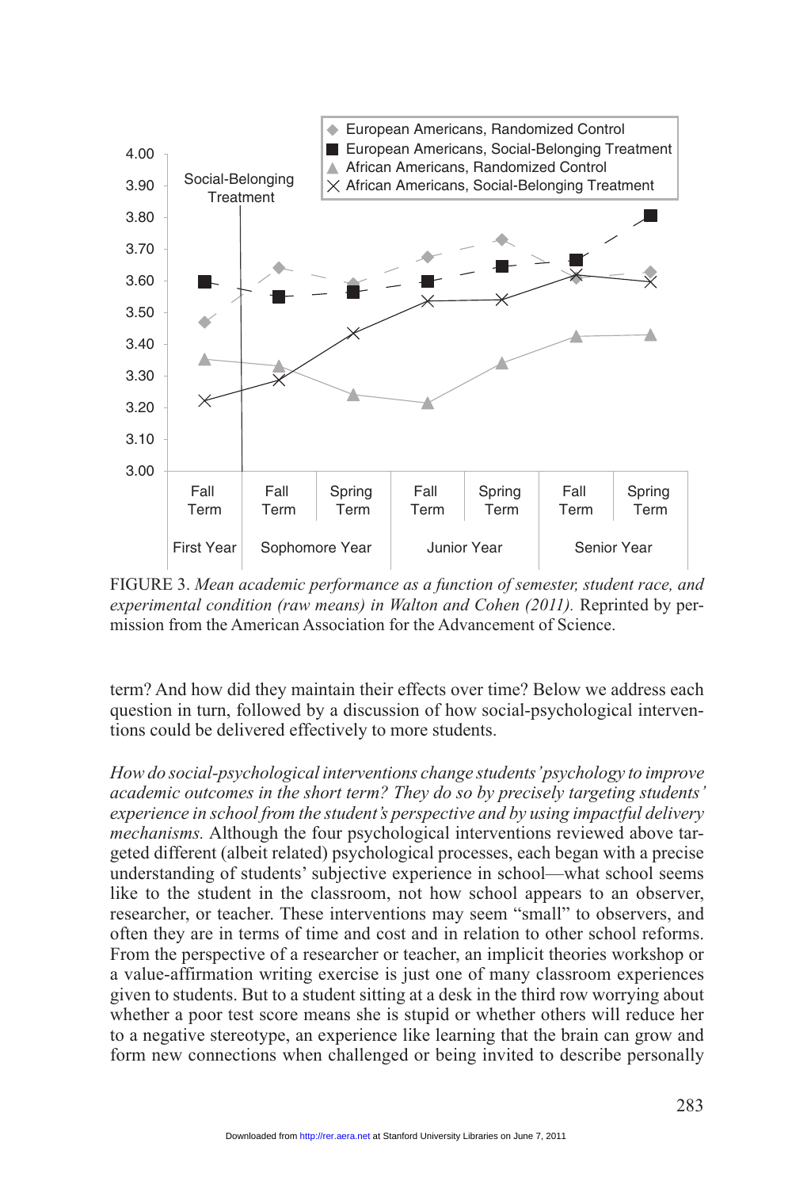FIGURE 3. *Mean academic performance as a function of semester, student race, and experimental condition (raw means) in Walton and Cohen (2011).* Reprinted by permission from the American Association for the Advancement of Science.

term? And how did they maintain their effects over time? Below we address each question in turn, followed by a discussion of how social-psychological interventions could be delivered effectively to more students.

*How do social-psychological interventions change students' psychology to improve academic outcomes in the short term? They do so by precisely targeting students' experience in school from the student's perspective and by using impactful delivery mechanisms.* Although the four psychological interventions reviewed above targeted different (albeit related) psychological processes, each began with a precise understanding of students' subjective experience in school—what school seems like to the student in the classroom, not how school appears to an observer, researcher, or teacher. These interventions may seem "small" to observers, and often they are in terms of time and cost and in relation to other school reforms. From the perspective of a researcher or teacher, an implicit theories workshop or a value-affirmation writing exercise is just one of many classroom experiences given to students. But to a student sitting at a desk in the third row worrying about whether a poor test score means she is stupid or whether others will reduce her to a negative stereotype, an experience like learning that the brain can grow and form new connections when challenged or being invited to describe personally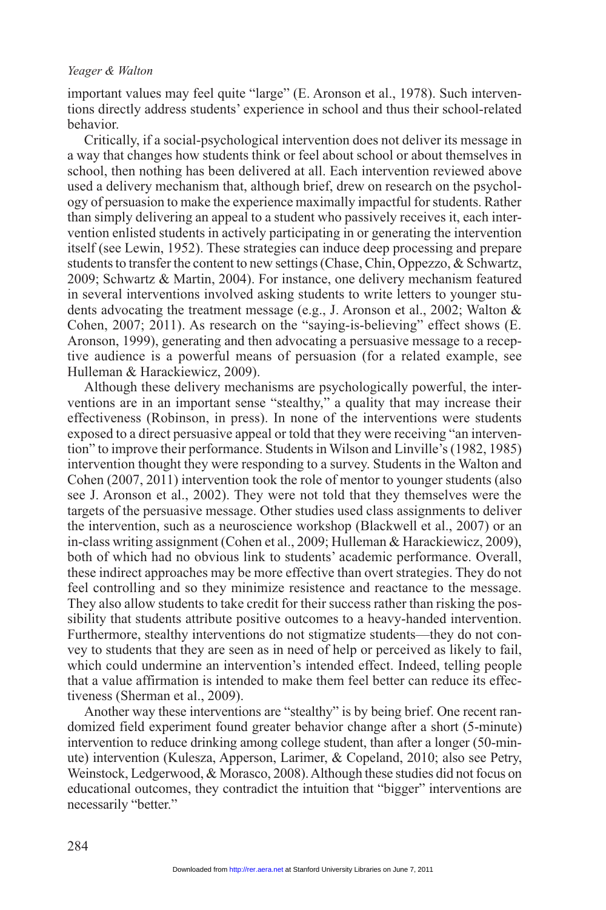important values may feel quite "large" (E. Aronson et al., 1978). Such interventions directly address students' experience in school and thus their school-related behavior.

Critically, if a social-psychological intervention does not deliver its message in a way that changes how students think or feel about school or about themselves in school, then nothing has been delivered at all. Each intervention reviewed above used a delivery mechanism that, although brief, drew on research on the psychology of persuasion to make the experience maximally impactful for students. Rather than simply delivering an appeal to a student who passively receives it, each intervention enlisted students in actively participating in or generating the intervention itself (see Lewin, 1952). These strategies can induce deep processing and prepare students to transfer the content to new settings (Chase, Chin, Oppezzo, & Schwartz, 2009; Schwartz & Martin, 2004). For instance, one delivery mechanism featured in several interventions involved asking students to write letters to younger students advocating the treatment message (e.g., J. Aronson et al., 2002; Walton & Cohen, 2007; 2011). As research on the "saying-is-believing" effect shows (E. Aronson, 1999), generating and then advocating a persuasive message to a receptive audience is a powerful means of persuasion (for a related example, see Hulleman & Harackiewicz, 2009).

Although these delivery mechanisms are psychologically powerful, the interventions are in an important sense "stealthy," a quality that may increase their effectiveness (Robinson, in press). In none of the interventions were students exposed to a direct persuasive appeal or told that they were receiving "an intervention" to improve their performance. Students in Wilson and Linville's (1982, 1985) intervention thought they were responding to a survey. Students in the Walton and Cohen (2007, 2011) intervention took the role of mentor to younger students (also see J. Aronson et al., 2002). They were not told that they themselves were the targets of the persuasive message. Other studies used class assignments to deliver the intervention, such as a neuroscience workshop (Blackwell et al., 2007) or an in-class writing assignment (Cohen et al., 2009; Hulleman & Harackiewicz, 2009), both of which had no obvious link to students' academic performance. Overall, these indirect approaches may be more effective than overt strategies. They do not feel controlling and so they minimize resistence and reactance to the message. They also allow students to take credit for their success rather than risking the possibility that students attribute positive outcomes to a heavy-handed intervention. Furthermore, stealthy interventions do not stigmatize students—they do not convey to students that they are seen as in need of help or perceived as likely to fail, which could undermine an intervention's intended effect. Indeed, telling people that a value affirmation is intended to make them feel better can reduce its effectiveness (Sherman et al., 2009).

Another way these interventions are "stealthy" is by being brief. One recent randomized field experiment found greater behavior change after a short (5-minute) intervention to reduce drinking among college student, than after a longer (50-minute) intervention (Kulesza, Apperson, Larimer, & Copeland, 2010; also see Petry, Weinstock, Ledgerwood, & Morasco, 2008). Although these studies did not focus on educational outcomes, they contradict the intuition that "bigger" interventions are necessarily "better."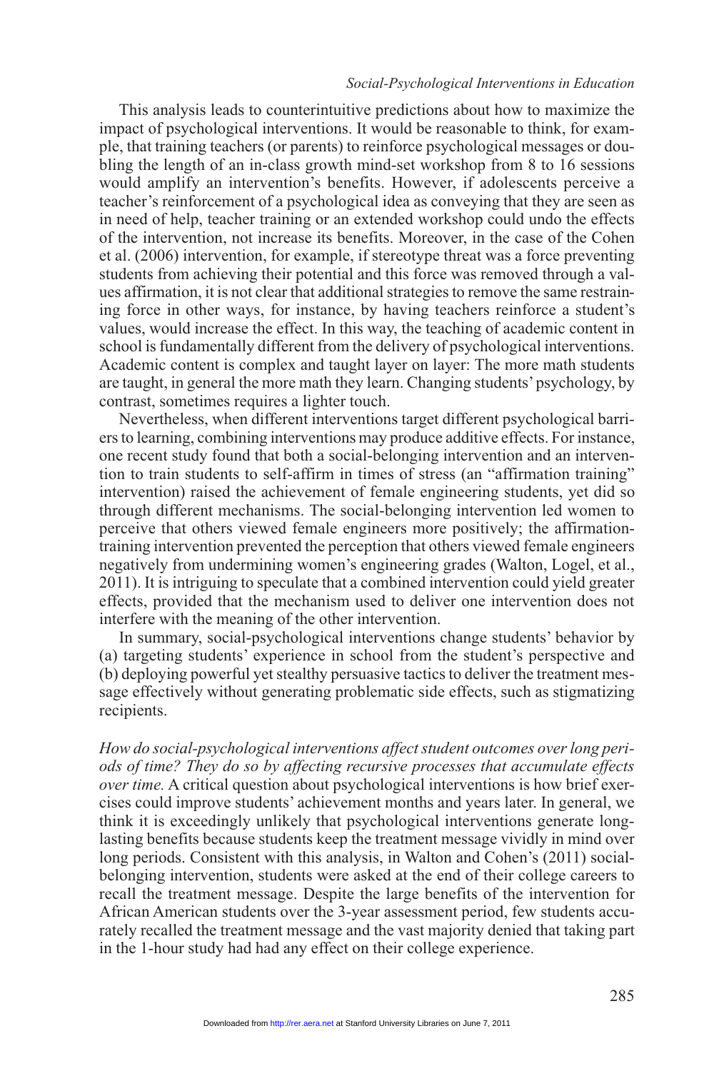This analysis leads to counterintuitive predictions about how to maximize the impact of psychological interventions. It would be reasonable to think, for example, that training teachers (or parents) to reinforce psychological messages or doubling the length of an in-class growth mind-set workshop from 8 to 16 sessions would amplify an intervention's benefits. However, if adolescents perceive a teacher's reinforcement of a psychological idea as conveying that they are seen as in need of help, teacher training or an extended workshop could undo the effects of the intervention, not increase its benefits. Moreover, in the case of the Cohen et al. (2006) intervention, for example, if stereotype threat was a force preventing students from achieving their potential and this force was removed through a values affirmation, it is not clear that additional strategies to remove the same restraining force in other ways, for instance, by having teachers reinforce a student's values, would increase the effect. In this way, the teaching of academic content in school is fundamentally different from the delivery of psychological interventions. Academic content is complex and taught layer on layer: The more math students are taught, in general the more math they learn. Changing students' psychology, by contrast, sometimes requires a lighter touch.

Nevertheless, when different interventions target different psychological barriers to learning, combining interventions may produce additive effects. For instance, one recent study found that both a social-belonging intervention and an intervention to train students to self-affirm in times of stress (an "affirmation training" intervention) raised the achievement of female engineering students, yet did so through different mechanisms. The social-belonging intervention led women to perceive that others viewed female engineers more positively; the affirmation-training intervention prevented the perception that others viewed female engineers negatively from undermining women's engineering grades (Walton, Logel, et al., 2011). It is intriguing to speculate that a combined intervention could yield greater effects, provided that the mechanism used to deliver one intervention does not interfere with the meaning of the other intervention.

In summary, social-psychological interventions change students' behavior by (a) targeting students' experience in school from the student's perspective and (b) deploying powerful yet stealthy persuasive tactics to deliver the treatment message effectively without generating problematic side effects, such as stigmatizing recipients.

*How do social-psychological interventions affect student outcomes over long periods of time? They do so by affecting recursive processes that accumulate effects over time.* A critical question about psychological interventions is how brief exercises could improve students' achievement months and years later. In general, we think it is exceedingly unlikely that psychological interventions generate long-lasting benefits because students keep the treatment message vividly in mind over long periods. Consistent with this analysis, in Walton and Cohen's (2011) social-belonging intervention, students were asked at the end of their college careers to recall the treatment message. Despite the large benefits of the intervention for African American students over the 3-year assessment period, few students accurately recalled the treatment message and the vast majority denied that taking part in the 1-hour study had had any effect on their college experience.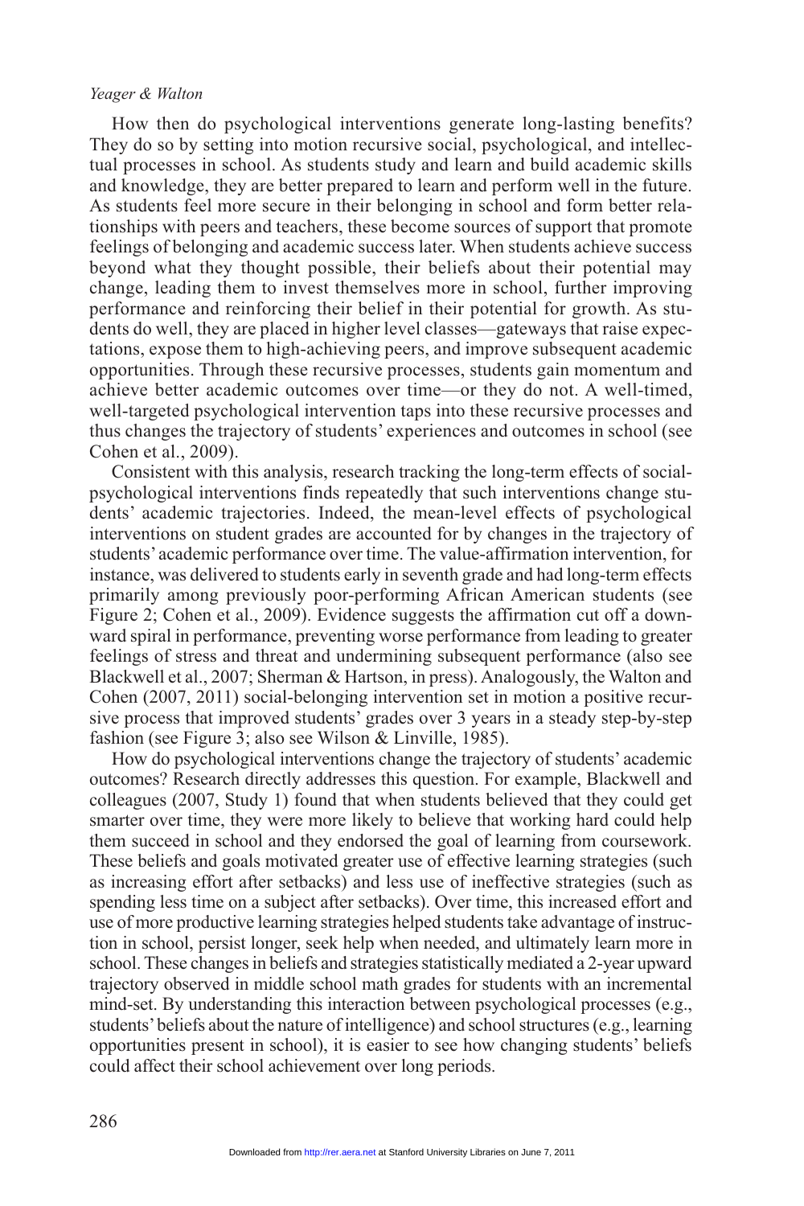How then do psychological interventions generate long-lasting benefits? They do so by setting into motion recursive social, psychological, and intellectual processes in school. As students study and learn and build academic skills and knowledge, they are better prepared to learn and perform well in the future. As students feel more secure in their belonging in school and form better relationships with peers and teachers, these become sources of support that promote feelings of belonging and academic success later. When students achieve success beyond what they thought possible, their beliefs about their potential may change, leading them to invest themselves more in school, further improving performance and reinforcing their belief in their potential for growth. As students do well, they are placed in higher level classes—gateways that raise expectations, expose them to high-achieving peers, and improve subsequent academic opportunities. Through these recursive processes, students gain momentum and achieve better academic outcomes over time—or they do not. A well-timed, well-targeted psychological intervention taps into these recursive processes and thus changes the trajectory of students' experiences and outcomes in school (see Cohen et al., 2009).

Consistent with this analysis, research tracking the long-term effects of social-psychological interventions finds repeatedly that such interventions change students' academic trajectories. Indeed, the mean-level effects of psychological interventions on student grades are accounted for by changes in the trajectory of students' academic performance over time. The value-affirmation intervention, for instance, was delivered to students early in seventh grade and had long-term effects primarily among previously poor-performing African American students (see Figure 2; Cohen et al., 2009). Evidence suggests the affirmation cut off a downward spiral in performance, preventing worse performance from leading to greater feelings of stress and threat and undermining subsequent performance (also see Blackwell et al., 2007; Sherman & Hartson, in press). Analogously, the Walton and Cohen (2007, 2011) social-belonging intervention set in motion a positive recursive process that improved students' grades over 3 years in a steady step-by-step fashion (see Figure 3; also see Wilson & Linville, 1985).

How do psychological interventions change the trajectory of students' academic outcomes? Research directly addresses this question. For example, Blackwell and colleagues (2007, Study 1) found that when students believed that they could get smarter over time, they were more likely to believe that working hard could help them succeed in school and they endorsed the goal of learning from coursework. These beliefs and goals motivated greater use of effective learning strategies (such as increasing effort after setbacks) and less use of ineffective strategies (such as spending less time on a subject after setbacks). Over time, this increased effort and use of more productive learning strategies helped students take advantage of instruction in school, persist longer, seek help when needed, and ultimately learn more in school. These changes in beliefs and strategies statistically mediated a 2-year upward trajectory observed in middle school math grades for students with an incremental mind-set. By understanding this interaction between psychological processes (e.g., students' beliefs about the nature of intelligence) and school structures (e.g., learning opportunities present in school), it is easier to see how changing students' beliefs could affect their school achievement over long periods.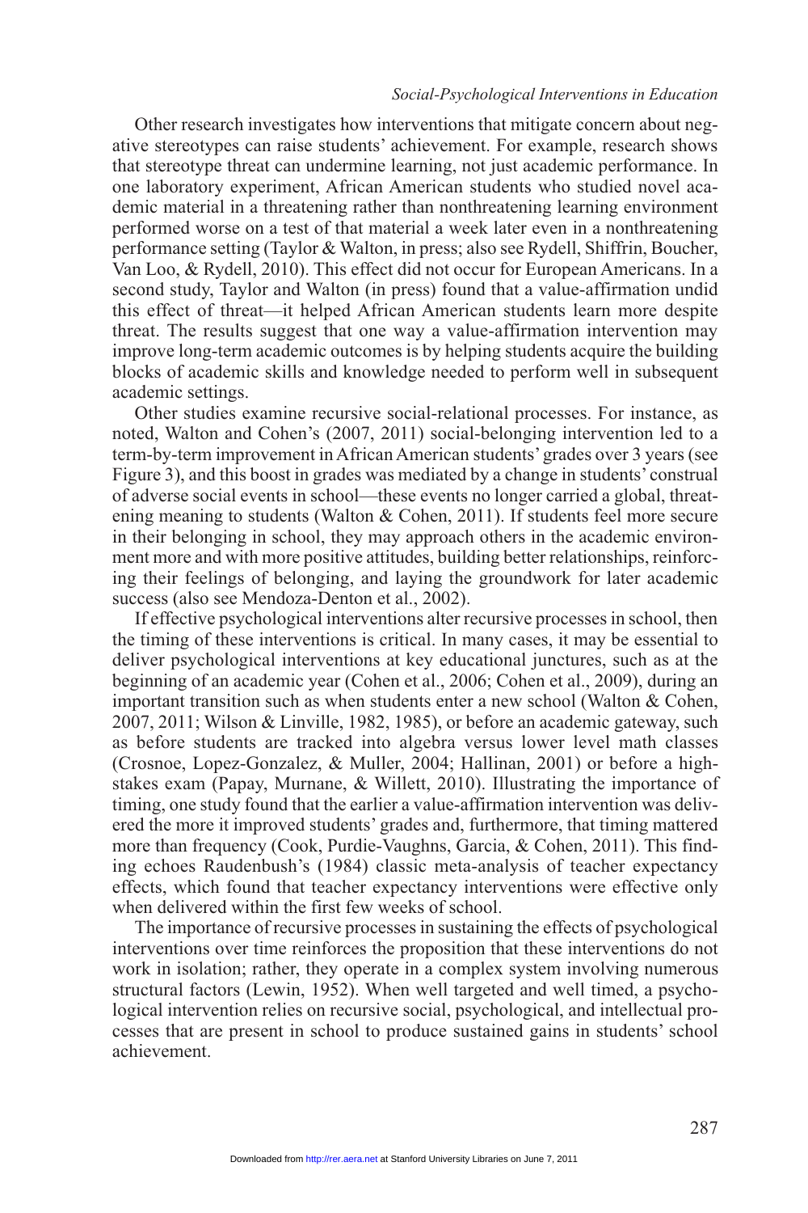Other research investigates how interventions that mitigate concern about negative stereotypes can raise students' achievement. For example, research shows that stereotype threat can undermine learning, not just academic performance. In one laboratory experiment, African American students who studied novel academic material in a threatening rather than nonthreatening learning environment performed worse on a test of that material a week later even in a nonthreatening performance setting (Taylor & Walton, in press; also see Rydell, Shiffrin, Boucher, Van Loo, & Rydell, 2010). This effect did not occur for European Americans. In a second study, Taylor and Walton (in press) found that a value-affirmation undid this effect of threat—it helped African American students learn more despite threat. The results suggest that one way a value-affirmation intervention may improve long-term academic outcomes is by helping students acquire the building blocks of academic skills and knowledge needed to perform well in subsequent academic settings.

Other studies examine recursive social-relational processes. For instance, as noted, Walton and Cohen's (2007, 2011) social-belonging intervention led to a term-by-term improvement in African American students' grades over 3 years (see Figure 3), and this boost in grades was mediated by a change in students' construal of adverse social events in school—these events no longer carried a global, threatening meaning to students (Walton & Cohen, 2011). If students feel more secure in their belonging in school, they may approach others in the academic environment more and with more positive attitudes, building better relationships, reinforcing their feelings of belonging, and laying the groundwork for later academic success (also see Mendoza-Denton et al., 2002).

If effective psychological interventions alter recursive processes in school, then the timing of these interventions is critical. In many cases, it may be essential to deliver psychological interventions at key educational junctures, such as at the beginning of an academic year (Cohen et al., 2006; Cohen et al., 2009), during an important transition such as when students enter a new school (Walton & Cohen, 2007, 2011; Wilson & Linville, 1982, 1985), or before an academic gateway, such as before students are tracked into algebra versus lower level math classes (Crosnoe, Lopez-Gonzalez, & Muller, 2004; Hallinan, 2001) or before a high-stakes exam (Papay, Murnane, & Willett, 2010). Illustrating the importance of timing, one study found that the earlier a value-affirmation intervention was delivered the more it improved students' grades and, furthermore, that timing mattered more than frequency (Cook, Purdie-Vaughns, Garcia, & Cohen, 2011). This finding echoes Raudenbush's (1984) classic meta-analysis of teacher expectancy effects, which found that teacher expectancy interventions were effective only when delivered within the first few weeks of school.

The importance of recursive processes in sustaining the effects of psychological interventions over time reinforces the proposition that these interventions do not work in isolation; rather, they operate in a complex system involving numerous structural factors (Lewin, 1952). When well targeted and well timed, a psychological intervention relies on recursive social, psychological, and intellectual processes that are present in school to produce sustained gains in students' school achievement.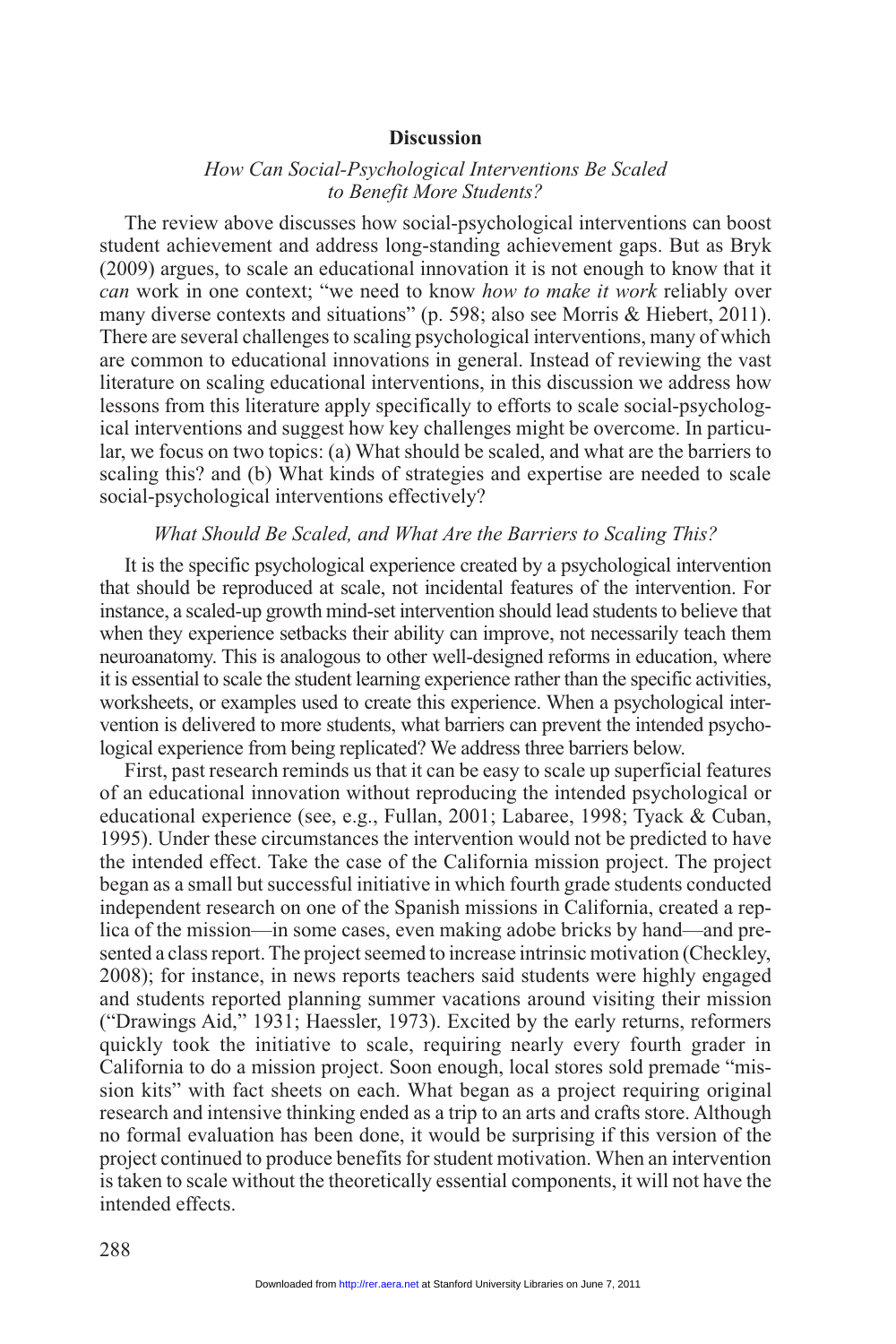## Discussion

### *How Can Social-Psychological Interventions Be Scaled to Benefit More Students?*

The review above discusses how social-psychological interventions can boost student achievement and address long-standing achievement gaps. But as Bryk (2009) argues, to scale an educational innovation it is not enough to know that it *can* work in one context; "we need to know *how to make it work* reliably over many diverse contexts and situations" (p. 598; also see Morris & Hiebert, 2011). There are several challenges to scaling psychological interventions, many of which are common to educational innovations in general. Instead of reviewing the vast literature on scaling educational interventions, in this discussion we address how lessons from this literature apply specifically to efforts to scale social-psychological interventions and suggest how key challenges might be overcome. In particular, we focus on two topics: (a) What should be scaled, and what are the barriers to scaling this? and (b) What kinds of strategies and expertise are needed to scale social-psychological interventions effectively?

#### *What Should Be Scaled, and What Are the Barriers to Scaling This?*

It is the specific psychological experience created by a psychological intervention that should be reproduced at scale, not incidental features of the intervention. For instance, a scaled-up growth mind-set intervention should lead students to believe that when they experience setbacks their ability can improve, not necessarily teach them neuroanatomy. This is analogous to other well-designed reforms in education, where it is essential to scale the student learning experience rather than the specific activities, worksheets, or examples used to create this experience. When a psychological intervention is delivered to more students, what barriers can prevent the intended psychological experience from being replicated? We address three barriers below.

First, past research reminds us that it can be easy to scale up superficial features of an educational innovation without reproducing the intended psychological or educational experience (see, e.g., Fullan, 2001; Labaree, 1998; Tyack & Cuban, 1995). Under these circumstances the intervention would not be predicted to have the intended effect. Take the case of the California mission project. The project began as a small but successful initiative in which fourth grade students conducted independent research on one of the Spanish missions in California, created a replica of the mission—in some cases, even making adobe bricks by hand—and presented a class report. The project seemed to increase intrinsic motivation (Checkley, 2008); for instance, in news reports teachers said students were highly engaged and students reported planning summer vacations around visiting their mission ("Drawings Aid," 1931; Haessler, 1973). Excited by the early returns, reformers quickly took the initiative to scale, requiring nearly every fourth grader in California to do a mission project. Soon enough, local stores sold premade "mission kits" with fact sheets on each. What began as a project requiring original research and intensive thinking ended as a trip to an arts and crafts store. Although no formal evaluation has been done, it would be surprising if this version of the project continued to produce benefits for student motivation. When an intervention is taken to scale without the theoretically essential components, it will not have the intended effects.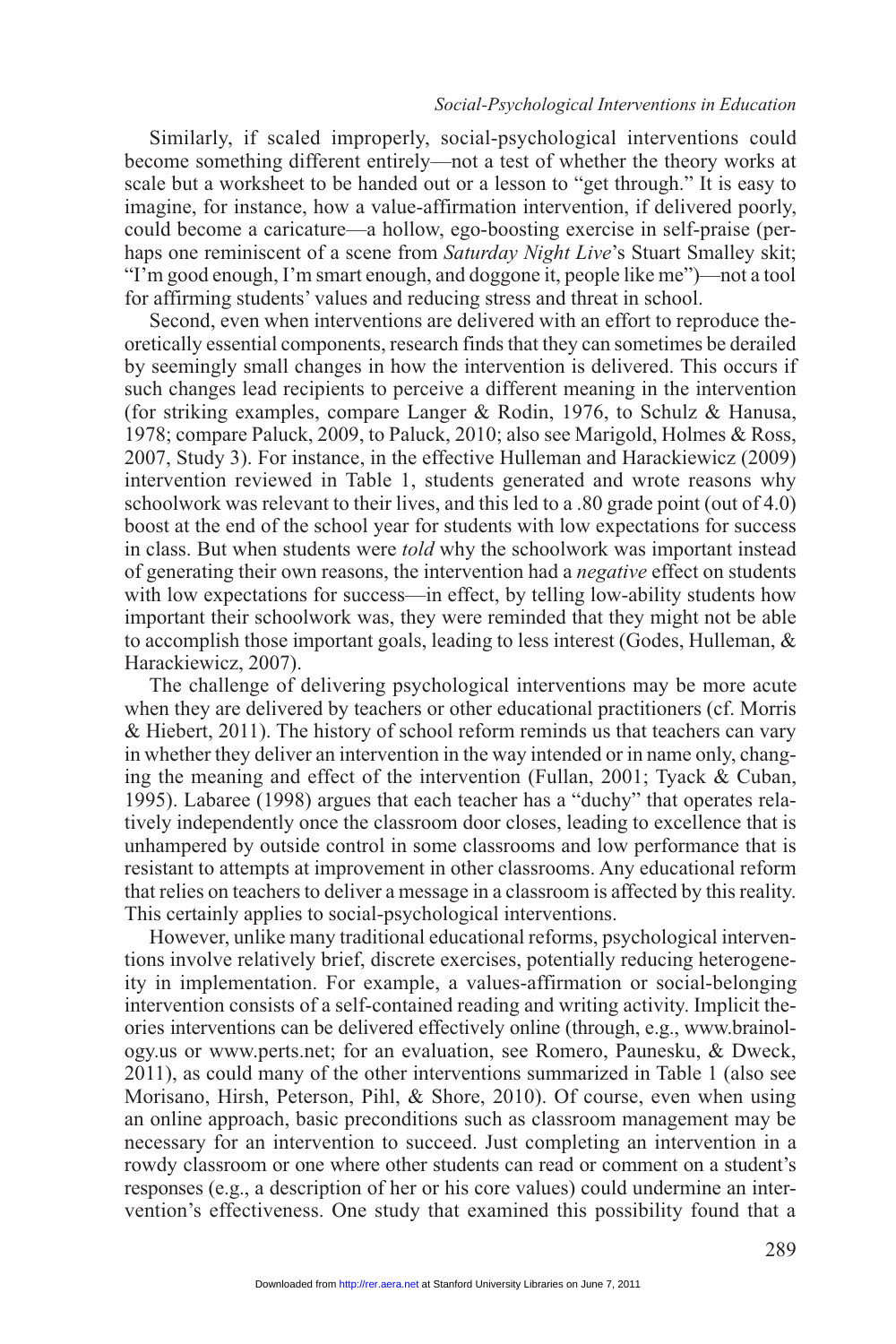Similarly, if scaled improperly, social-psychological interventions could become something different entirely—not a test of whether the theory works at scale but a worksheet to be handed out or a lesson to "get through." It is easy to imagine, for instance, how a value-affirmation intervention, if delivered poorly, could become a caricature—a hollow, ego-boosting exercise in self-praise (perhaps one reminiscent of a scene from *Saturday Night Live*'s Stuart Smalley skit; "I'm good enough, I'm smart enough, and doggone it, people like me")—not a tool for affirming students' values and reducing stress and threat in school.

Second, even when interventions are delivered with an effort to reproduce theoretically essential components, research finds that they can sometimes be derailed by seemingly small changes in how the intervention is delivered. This occurs if such changes lead recipients to perceive a different meaning in the intervention (for striking examples, compare Langer & Rodin, 1976, to Schulz & Hanusa, 1978; compare Paluck, 2009, to Paluck, 2010; also see Marigold, Holmes & Ross, 2007, Study 3). For instance, in the effective Hulleman and Harackiewicz (2009) intervention reviewed in Table 1, students generated and wrote reasons why schoolwork was relevant to their lives, and this led to a .80 grade point (out of 4.0) boost at the end of the school year for students with low expectations for success in class. But when students were *told* why the schoolwork was important instead of generating their own reasons, the intervention had a *negative* effect on students with low expectations for success—in effect, by telling low-ability students how important their schoolwork was, they were reminded that they might not be able to accomplish those important goals, leading to less interest (Godes, Hulleman, & Harackiewicz, 2007).

The challenge of delivering psychological interventions may be more acute when they are delivered by teachers or other educational practitioners (cf. Morris & Hiebert, 2011). The history of school reform reminds us that teachers can vary in whether they deliver an intervention in the way intended or in name only, changing the meaning and effect of the intervention (Fullan, 2001; Tyack & Cuban, 1995). Labaree (1998) argues that each teacher has a "duchy" that operates relatively independently once the classroom door closes, leading to excellence that is unhampered by outside control in some classrooms and low performance that is resistant to attempts at improvement in other classrooms. Any educational reform that relies on teachers to deliver a message in a classroom is affected by this reality. This certainly applies to social-psychological interventions.

However, unlike many traditional educational reforms, psychological interventions involve relatively brief, discrete exercises, potentially reducing heterogeneity in implementation. For example, a values-affirmation or social-belonging intervention consists of a self-contained reading and writing activity. Implicit theories interventions can be delivered effectively online (through, e.g., www.brainology.us or www.perts.net; for an evaluation, see Romero, Paunesku, & Dweck, 2011), as could many of the other interventions summarized in Table 1 (also see Morisano, Hirsh, Peterson, Pihl, & Shore, 2010). Of course, even when using an online approach, basic preconditions such as classroom management may be necessary for an intervention to succeed. Just completing an intervention in a rowdy classroom or one where other students can read or comment on a student's responses (e.g., a description of her or his core values) could undermine an intervention's effectiveness. One study that examined this possibility found that a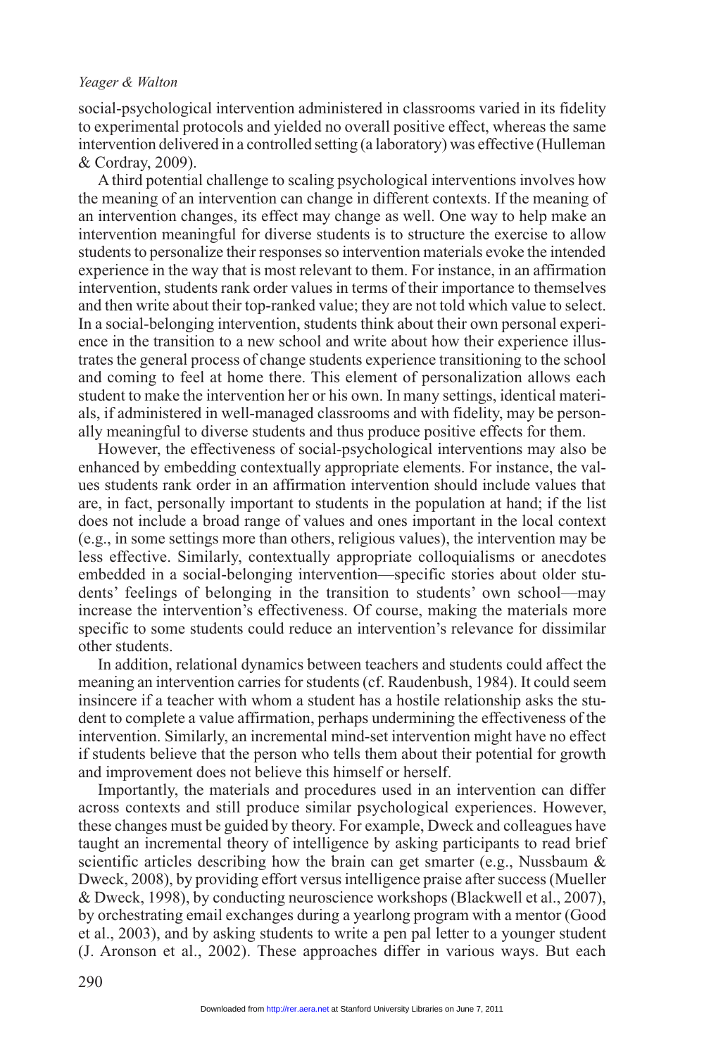social-psychological intervention administered in classrooms varied in its fidelity to experimental protocols and yielded no overall positive effect, whereas the same intervention delivered in a controlled setting (a laboratory) was effective (Hulleman & Cordray, 2009).

A third potential challenge to scaling psychological interventions involves how the meaning of an intervention can change in different contexts. If the meaning of an intervention changes, its effect may change as well. One way to help make an intervention meaningful for diverse students is to structure the exercise to allow students to personalize their responses so intervention materials evoke the intended experience in the way that is most relevant to them. For instance, in an affirmation intervention, students rank order values in terms of their importance to themselves and then write about their top-ranked value; they are not told which value to select. In a social-belonging intervention, students think about their own personal experience in the transition to a new school and write about how their experience illustrates the general process of change students experience transitioning to the school and coming to feel at home there. This element of personalization allows each student to make the intervention her or his own. In many settings, identical materials, if administered in well-managed classrooms and with fidelity, may be personally meaningful to diverse students and thus produce positive effects for them.

However, the effectiveness of social-psychological interventions may also be enhanced by embedding contextually appropriate elements. For instance, the values students rank order in an affirmation intervention should include values that are, in fact, personally important to students in the population at hand; if the list does not include a broad range of values and ones important in the local context (e.g., in some settings more than others, religious values), the intervention may be less effective. Similarly, contextually appropriate colloquialisms or anecdotes embedded in a social-belonging intervention—specific stories about older students' feelings of belonging in the transition to students' own school—may increase the intervention's effectiveness. Of course, making the materials more specific to some students could reduce an intervention's relevance for dissimilar other students.

In addition, relational dynamics between teachers and students could affect the meaning an intervention carries for students (cf. Raudenbush, 1984). It could seem insincere if a teacher with whom a student has a hostile relationship asks the student to complete a value affirmation, perhaps undermining the effectiveness of the intervention. Similarly, an incremental mind-set intervention might have no effect if students believe that the person who tells them about their potential for growth and improvement does not believe this himself or herself.

Importantly, the materials and procedures used in an intervention can differ across contexts and still produce similar psychological experiences. However, these changes must be guided by theory. For example, Dweck and colleagues have taught an incremental theory of intelligence by asking participants to read brief scientific articles describing how the brain can get smarter (e.g., Nussbaum & Dweck, 2008), by providing effort versus intelligence praise after success (Mueller & Dweck, 1998), by conducting neuroscience workshops (Blackwell et al., 2007), by orchestrating email exchanges during a yearlong program with a mentor (Good et al., 2003), and by asking students to write a pen pal letter to a younger student (J. Aronson et al., 2002). These approaches differ in various ways. But each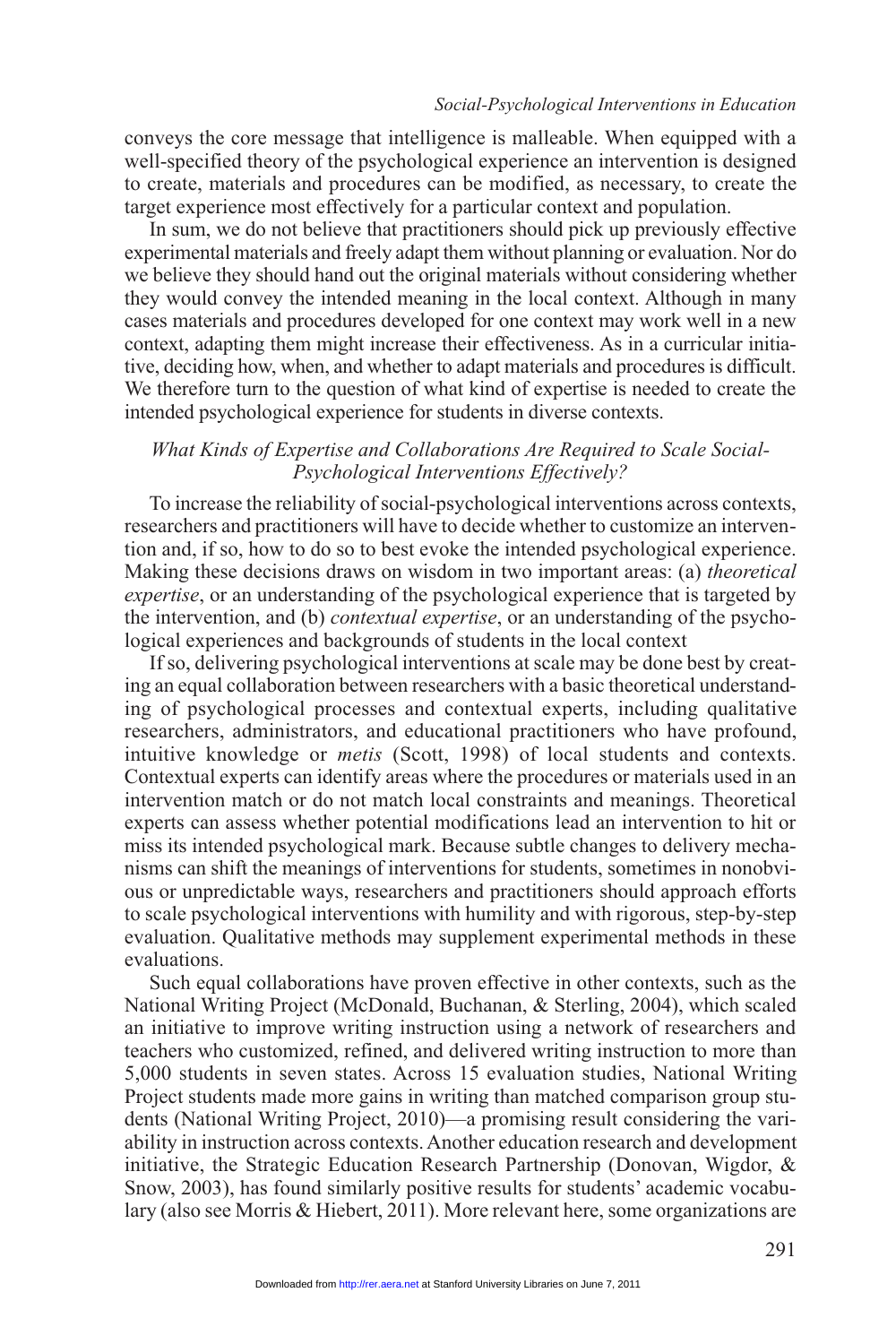conveys the core message that intelligence is malleable. When equipped with a well-specified theory of the psychological experience an intervention is designed to create, materials and procedures can be modified, as necessary, to create the target experience most effectively for a particular context and population.

In sum, we do not believe that practitioners should pick up previously effective experimental materials and freely adapt them without planning or evaluation. Nor do we believe they should hand out the original materials without considering whether they would convey the intended meaning in the local context. Although in many cases materials and procedures developed for one context may work well in a new context, adapting them might increase their effectiveness. As in a curricular initiative, deciding how, when, and whether to adapt materials and procedures is difficult. We therefore turn to the question of what kind of expertise is needed to create the intended psychological experience for students in diverse contexts.

### *What Kinds of Expertise and Collaborations Are Required to Scale Social-Psychological Interventions Effectively?*

To increase the reliability of social-psychological interventions across contexts, researchers and practitioners will have to decide whether to customize an intervention and, if so, how to do so to best evoke the intended psychological experience. Making these decisions draws on wisdom in two important areas: (a) *theoretical expertise*, or an understanding of the psychological experience that is targeted by the intervention, and (b) *contextual expertise*, or an understanding of the psychological experiences and backgrounds of students in the local context

If so, delivering psychological interventions at scale may be done best by creating an equal collaboration between researchers with a basic theoretical understanding of psychological processes and contextual experts, including qualitative researchers, administrators, and educational practitioners who have profound, intuitive knowledge or *metis* (Scott, 1998) of local students and contexts. Contextual experts can identify areas where the procedures or materials used in an intervention match or do not match local constraints and meanings. Theoretical experts can assess whether potential modifications lead an intervention to hit or miss its intended psychological mark. Because subtle changes to delivery mechanisms can shift the meanings of interventions for students, sometimes in nonobvious or unpredictable ways, researchers and practitioners should approach efforts to scale psychological interventions with humility and with rigorous, step-by-step evaluation. Qualitative methods may supplement experimental methods in these evaluations.

Such equal collaborations have proven effective in other contexts, such as the National Writing Project (McDonald, Buchanan, & Sterling, 2004), which scaled an initiative to improve writing instruction using a network of researchers and teachers who customized, refined, and delivered writing instruction to more than 5,000 students in seven states. Across 15 evaluation studies, National Writing Project students made more gains in writing than matched comparison group students (National Writing Project, 2010)—a promising result considering the variability in instruction across contexts. Another education research and development initiative, the Strategic Education Research Partnership (Donovan, Wigdor, & Snow, 2003), has found similarly positive results for students' academic vocabulary (also see Morris & Hiebert, 2011). More relevant here, some organizations are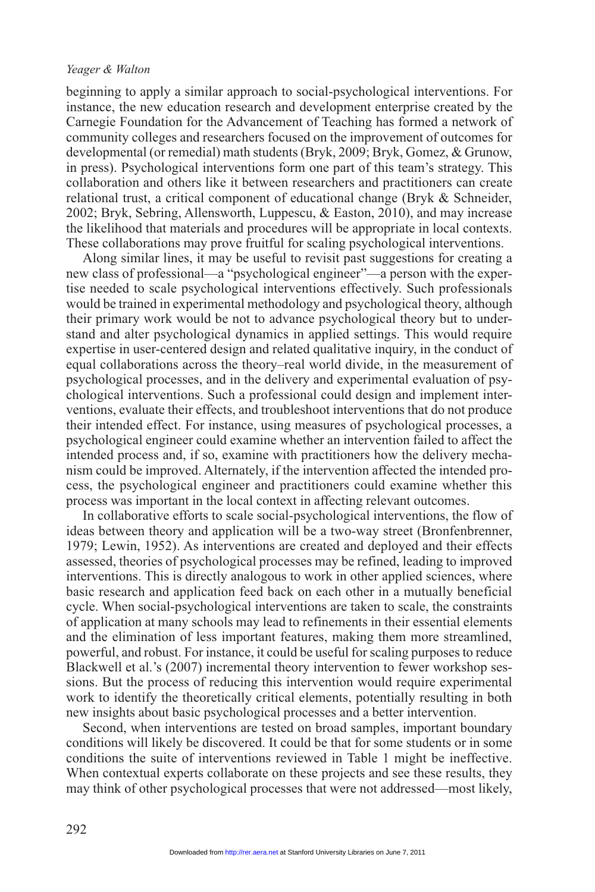beginning to apply a similar approach to social-psychological interventions. For instance, the new education research and development enterprise created by the Carnegie Foundation for the Advancement of Teaching has formed a network of community colleges and researchers focused on the improvement of outcomes for developmental (or remedial) math students (Bryk, 2009; Bryk, Gomez, & Grunow, in press). Psychological interventions form one part of this team's strategy. This collaboration and others like it between researchers and practitioners can create relational trust, a critical component of educational change (Bryk & Schneider, 2002; Bryk, Sebring, Allensworth, Luppescu, & Easton, 2010), and may increase the likelihood that materials and procedures will be appropriate in local contexts. These collaborations may prove fruitful for scaling psychological interventions.

Along similar lines, it may be useful to revisit past suggestions for creating a new class of professional—a "psychological engineer"—a person with the expertise needed to scale psychological interventions effectively. Such professionals would be trained in experimental methodology and psychological theory, although their primary work would be not to advance psychological theory but to understand and alter psychological dynamics in applied settings. This would require expertise in user-centered design and related qualitative inquiry, in the conduct of equal collaborations across the theory–real world divide, in the measurement of psychological processes, and in the delivery and experimental evaluation of psychological interventions. Such a professional could design and implement interventions, evaluate their effects, and troubleshoot interventions that do not produce their intended effect. For instance, using measures of psychological processes, a psychological engineer could examine whether an intervention failed to affect the intended process and, if so, examine with practitioners how the delivery mechanism could be improved. Alternately, if the intervention affected the intended process, the psychological engineer and practitioners could examine whether this process was important in the local context in affecting relevant outcomes.

In collaborative efforts to scale social-psychological interventions, the flow of ideas between theory and application will be a two-way street (Bronfenbrenner, 1979; Lewin, 1952). As interventions are created and deployed and their effects assessed, theories of psychological processes may be refined, leading to improved interventions. This is directly analogous to work in other applied sciences, where basic research and application feed back on each other in a mutually beneficial cycle. When social-psychological interventions are taken to scale, the constraints of application at many schools may lead to refinements in their essential elements and the elimination of less important features, making them more streamlined, powerful, and robust. For instance, it could be useful for scaling purposes to reduce Blackwell et al.'s (2007) incremental theory intervention to fewer workshop sessions. But the process of reducing this intervention would require experimental work to identify the theoretically critical elements, potentially resulting in both new insights about basic psychological processes and a better intervention.

Second, when interventions are tested on broad samples, important boundary conditions will likely be discovered. It could be that for some students or in some conditions the suite of interventions reviewed in Table 1 might be ineffective. When contextual experts collaborate on these projects and see these results, they may think of other psychological processes that were not addressed—most likely,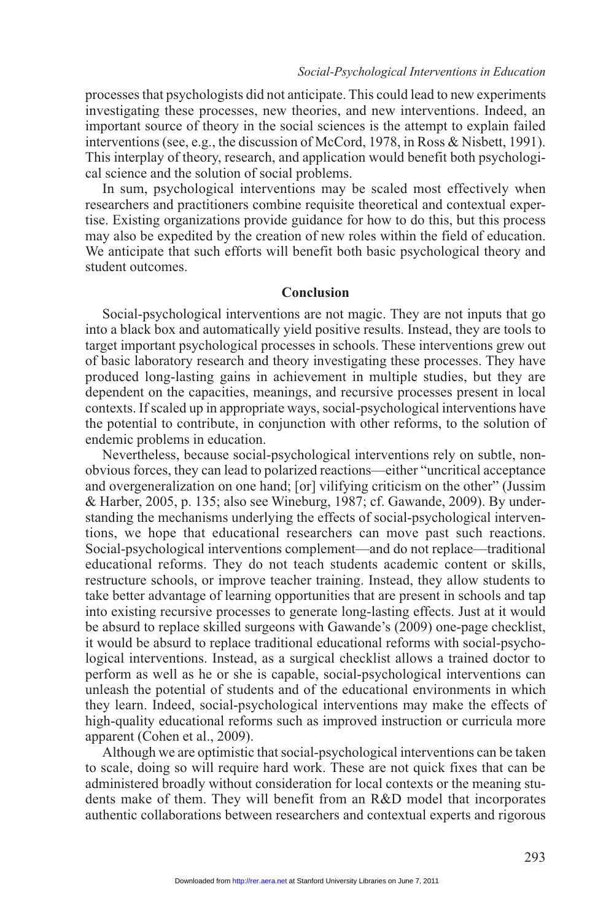processes that psychologists did not anticipate. This could lead to new experiments investigating these processes, new theories, and new interventions. Indeed, an important source of theory in the social sciences is the attempt to explain failed interventions (see, e.g., the discussion of McCord, 1978, in Ross & Nisbett, 1991). This interplay of theory, research, and application would benefit both psychological science and the solution of social problems.

In sum, psychological interventions may be scaled most effectively when researchers and practitioners combine requisite theoretical and contextual expertise. Existing organizations provide guidance for how to do this, but this process may also be expedited by the creation of new roles within the field of education. We anticipate that such efforts will benefit both basic psychological theory and student outcomes.

## Conclusion

Social-psychological interventions are not magic. They are not inputs that go into a black box and automatically yield positive results. Instead, they are tools to target important psychological processes in schools. These interventions grew out of basic laboratory research and theory investigating these processes. They have produced long-lasting gains in achievement in multiple studies, but they are dependent on the capacities, meanings, and recursive processes present in local contexts. If scaled up in appropriate ways, social-psychological interventions have the potential to contribute, in conjunction with other reforms, to the solution of endemic problems in education.

Nevertheless, because social-psychological interventions rely on subtle, nonobvious forces, they can lead to polarized reactions—either "uncritical acceptance and overgeneralization on one hand; [or] vilifying criticism on the other" (Jussim & Harber, 2005, p. 135; also see Wineburg, 1987; cf. Gawande, 2009). By understanding the mechanisms underlying the effects of social-psychological interventions, we hope that educational researchers can move past such reactions. Social-psychological interventions complement—and do not replace—traditional educational reforms. They do not teach students academic content or skills, restructure schools, or improve teacher training. Instead, they allow students to take better advantage of learning opportunities that are present in schools and tap into existing recursive processes to generate long-lasting effects. Just at it would be absurd to replace skilled surgeons with Gawande's (2009) one-page checklist, it would be absurd to replace traditional educational reforms with social-psychological interventions. Instead, as a surgical checklist allows a trained doctor to perform as well as he or she is capable, social-psychological interventions can unleash the potential of students and of the educational environments in which they learn. Indeed, social-psychological interventions may make the effects of high-quality educational reforms such as improved instruction or curricula more apparent (Cohen et al., 2009).

Although we are optimistic that social-psychological interventions can be taken to scale, doing so will require hard work. These are not quick fixes that can be administered broadly without consideration for local contexts or the meaning students make of them. They will benefit from an R&D model that incorporates authentic collaborations between researchers and contextual experts and rigorous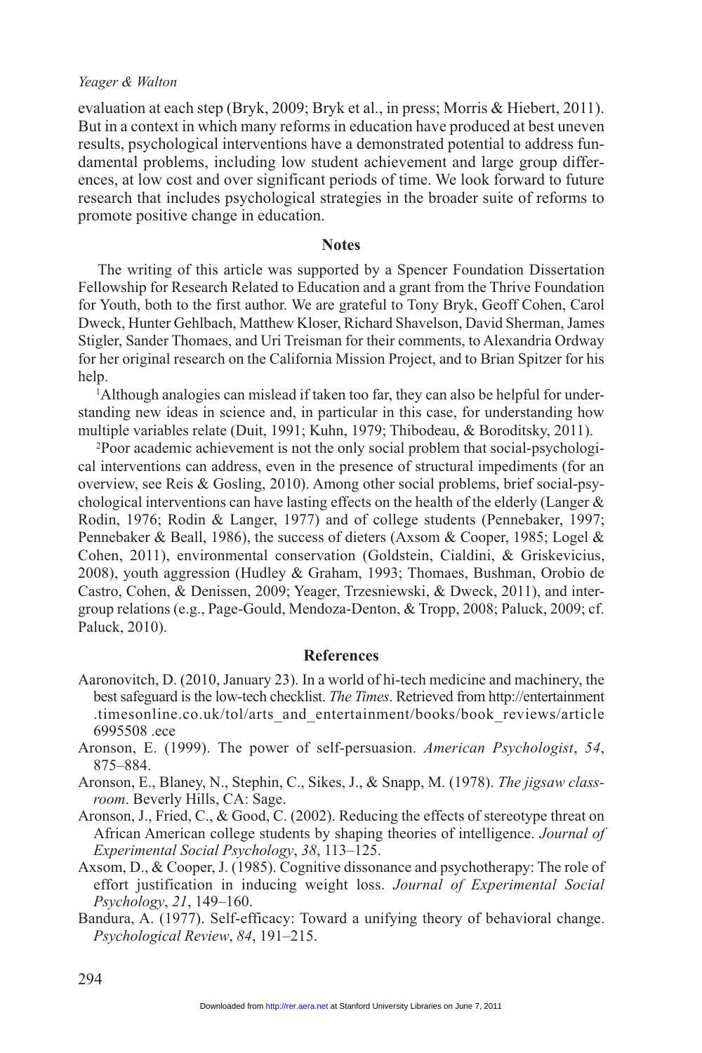evaluation at each step (Bryk, 2009; Bryk et al., in press; Morris & Hiebert, 2011). But in a context in which many reforms in education have produced at best uneven results, psychological interventions have a demonstrated potential to address fundamental problems, including low student achievement and large group differences, at low cost and over significant periods of time. We look forward to future research that includes psychological strategies in the broader suite of reforms to promote positive change in education.

## Notes

The writing of this article was supported by a Spencer Foundation Dissertation Fellowship for Research Related to Education and a grant from the Thrive Foundation for Youth, both to the first author. We are grateful to Tony Bryk, Geoff Cohen, Carol Dweck, Hunter Gehlbach, Matthew Kloser, Richard Shavelson, David Sherman, James Stigler, Sander Thomaes, and Uri Treisman for their comments, to Alexandria Ordway for her original research on the California Mission Project, and to Brian Spitzer for his help.

[1]Although analogies can mislead if taken too far, they can also be helpful for understanding new ideas in science and, in particular in this case, for understanding how multiple variables relate (Duit, 1991; Kuhn, 1979; Thibodeau, & Boroditsky, 2011).

[2]Poor academic achievement is not the only social problem that social-psychological interventions can address, even in the presence of structural impediments (for an overview, see Reis & Gosling, 2010). Among other social problems, brief social-psychological interventions can have lasting effects on the health of the elderly (Langer & Rodin, 1976; Rodin & Langer, 1977) and of college students (Pennebaker, 1997; Pennebaker & Beall, 1986), the success of dieters (Axsom & Cooper, 1985; Logel & Cohen, 2011), environmental conservation (Goldstein, Cialdini, & Griskevicius, 2008), youth aggression (Hudley & Graham, 1993; Thomaes, Bushman, Orobio de Castro, Cohen, & Denissen, 2009; Yeager, Trzesniewski, & Dweck, 2011), and intergroup relations (e.g., Page-Gould, Mendoza-Denton, & Tropp, 2008; Paluck, 2009; cf. Paluck, 2010).

## References

Aaronovitch, D. (2010, January 23). In a world of hi-tech medicine and machinery, the best safeguard is the low-tech checklist. *The Times*. Retrieved from http://entertainment.timesonline.co.uk/tol/arts_and_entertainment/books/book_reviews/article6995508.ece

Aronson, E. (1999). The power of self-persuasion. *American Psychologist*, *54*, 875–884.

Aronson, E., Blaney, N., Stephin, C., Sikes, J., & Snapp, M. (1978). *The jigsaw classroom*. Beverly Hills, CA: Sage.

Aronson, J., Fried, C., & Good, C. (2002). Reducing the effects of stereotype threat on African American college students by shaping theories of intelligence. *Journal of Experimental Social Psychology*, *38*, 113–125.

Axsom, D., & Cooper, J. (1985). Cognitive dissonance and psychotherapy: The role of effort justification in inducing weight loss. *Journal of Experimental Social Psychology*, *21*, 149–160.

Bandura, A. (1977). Self-efficacy: Toward a unifying theory of behavioral change. *Psychological Review*, *84*, 191–215.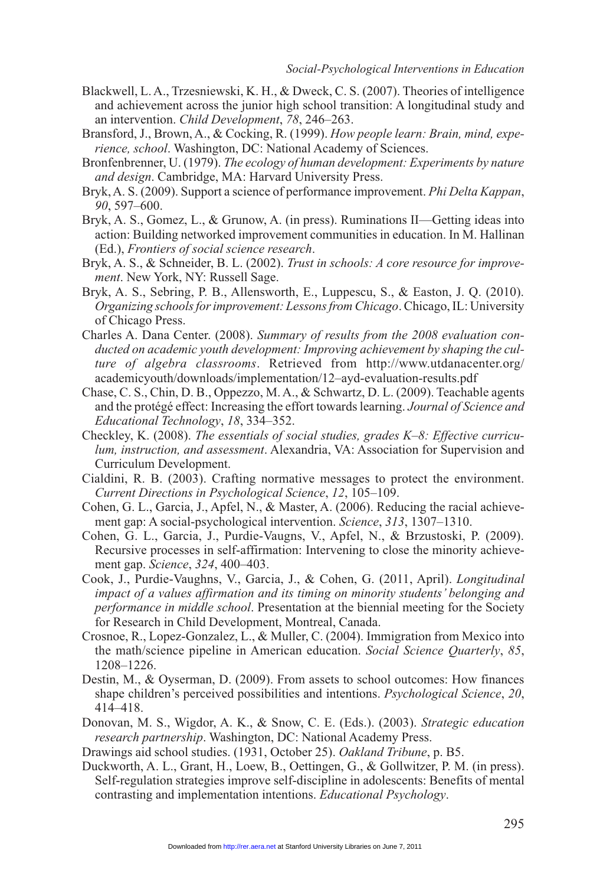Blackwell, L. A., Trzesniewski, K. H., & Dweck, C. S. (2007). Theories of intelligence and achievement across the junior high school transition: A longitudinal study and an intervention. *Child Development*, *78*, 246–263.

Bransford, J., Brown, A., & Cocking, R. (1999). *How people learn: Brain, mind, experience, school*. Washington, DC: National Academy of Sciences.

Bronfenbrenner, U. (1979). *The ecology of human development: Experiments by nature and design*. Cambridge, MA: Harvard University Press.

Bryk, A. S. (2009). Support a science of performance improvement. *Phi Delta Kappan*, *90*, 597–600.

Bryk, A. S., Gomez, L., & Grunow, A. (in press). Ruminations II—Getting ideas into action: Building networked improvement communities in education. In M. Hallinan (Ed.), *Frontiers of social science research*.

Bryk, A. S., & Schneider, B. L. (2002). *Trust in schools: A core resource for improvement*. New York, NY: Russell Sage.

Bryk, A. S., Sebring, P. B., Allensworth, E., Luppescu, S., & Easton, J. Q. (2010). *Organizing schools for improvement: Lessons from Chicago*. Chicago, IL: University of Chicago Press.

Charles A. Dana Center. (2008). *Summary of results from the 2008 evaluation conducted on academic youth development: Improving achievement by shaping the culture of algebra classrooms*. Retrieved from http://www.utdanacenter.org/academicyouth/downloads/implementation/12–ayd-evaluation-results.pdf

Chase, C. S., Chin, D. B., Oppezzo, M. A., & Schwartz, D. L. (2009). Teachable agents and the protégé effect: Increasing the effort towards learning. *Journal of Science and Educational Technology*, *18*, 334–352.

Checkley, K. (2008). *The essentials of social studies, grades K–8: Effective curriculum, instruction, and assessment*. Alexandria, VA: Association for Supervision and Curriculum Development.

Cialdini, R. B. (2003). Crafting normative messages to protect the environment. *Current Directions in Psychological Science*, *12*, 105–109.

Cohen, G. L., Garcia, J., Apfel, N., & Master, A. (2006). Reducing the racial achievement gap: A social-psychological intervention. *Science*, *313*, 1307–1310.

Cohen, G. L., Garcia, J., Purdie-Vaugns, V., Apfel, N., & Brzustoski, P. (2009). Recursive processes in self-affirmation: Intervening to close the minority achievement gap. *Science*, *324*, 400–403.

Cook, J., Purdie-Vaughns, V., Garcia, J., & Cohen, G. (2011, April). *Longitudinal impact of a values affirmation and its timing on minority students' belonging and performance in middle school*. Presentation at the biennial meeting for the Society for Research in Child Development, Montreal, Canada.

Crosnoe, R., Lopez-Gonzalez, L., & Muller, C. (2004). Immigration from Mexico into the math/science pipeline in American education. *Social Science Quarterly*, *85*, 1208–1226.

Destin, M., & Oyserman, D. (2009). From assets to school outcomes: How finances shape children's perceived possibilities and intentions. *Psychological Science*, *20*, 414–418.

Donovan, M. S., Wigdor, A. K., & Snow, C. E. (Eds.). (2003). *Strategic education research partnership*. Washington, DC: National Academy Press.

Drawings aid school studies. (1931, October 25). *Oakland Tribune*, p. B5.

Duckworth, A. L., Grant, H., Loew, B., Oettingen, G., & Gollwitzer, P. M. (in press). Self-regulation strategies improve self-discipline in adolescents: Benefits of mental contrasting and implementation intentions. *Educational Psychology*.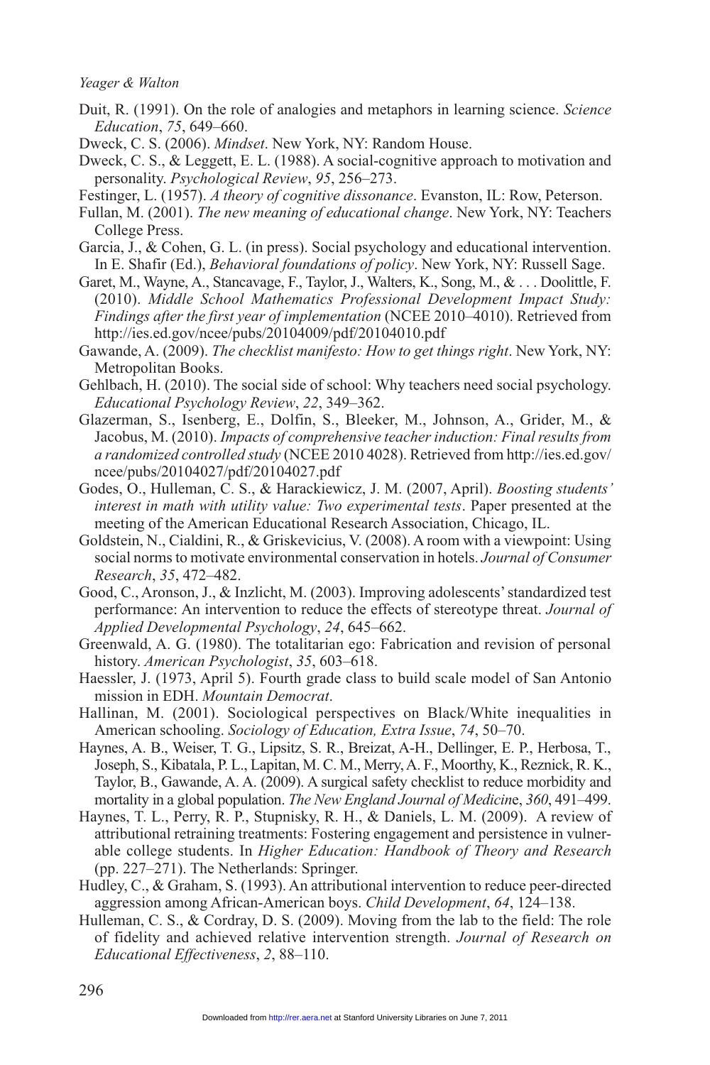Duit, R. (1991). On the role of analogies and metaphors in learning science. *Science Education*, *75*, 649–660.

Dweck, C. S. (2006). *Mindset*. New York, NY: Random House.

Dweck, C. S., & Leggett, E. L. (1988). A social-cognitive approach to motivation and personality. *Psychological Review*, *95*, 256–273.

Festinger, L. (1957). *A theory of cognitive dissonance*. Evanston, IL: Row, Peterson.

Fullan, M. (2001). *The new meaning of educational change*. New York, NY: Teachers College Press.

Garcia, J., & Cohen, G. L. (in press). Social psychology and educational intervention. In E. Shafir (Ed.), *Behavioral foundations of policy*. New York, NY: Russell Sage.

Garet, M., Wayne, A., Stancavage, F., Taylor, J., Walters, K., Song, M., & . . . Doolittle, F. (2010). *Middle School Mathematics Professional Development Impact Study: Findings after the first year of implementation* (NCEE 2010–4010). Retrieved from http://ies.ed.gov/ncee/pubs/20104009/pdf/20104010.pdf

Gawande, A. (2009). *The checklist manifesto: How to get things right*. New York, NY: Metropolitan Books.

Gehlbach, H. (2010). The social side of school: Why teachers need social psychology. *Educational Psychology Review*, *22*, 349–362.

Glazerman, S., Isenberg, E., Dolfin, S., Bleeker, M., Johnson, A., Grider, M., & Jacobus, M. (2010). *Impacts of comprehensive teacher induction: Final results from a randomized controlled study* (NCEE 2010 4028). Retrieved from http://ies.ed.gov/ncee/pubs/20104027/pdf/20104027.pdf

Godes, O., Hulleman, C. S., & Harackiewicz, J. M. (2007, April). *Boosting students' interest in math with utility value: Two experimental tests*. Paper presented at the meeting of the American Educational Research Association, Chicago, IL.

Goldstein, N., Cialdini, R., & Griskevicius, V. (2008). A room with a viewpoint: Using social norms to motivate environmental conservation in hotels. *Journal of Consumer Research*, *35*, 472–482.

Good, C., Aronson, J., & Inzlicht, M. (2003). Improving adolescents' standardized test performance: An intervention to reduce the effects of stereotype threat. *Journal of Applied Developmental Psychology*, *24*, 645–662.

Greenwald, A. G. (1980). The totalitarian ego: Fabrication and revision of personal history. *American Psychologist*, *35*, 603–618.

Haessler, J. (1973, April 5). Fourth grade class to build scale model of San Antonio mission in EDH. *Mountain Democrat*.

Hallinan, M. (2001). Sociological perspectives on Black/White inequalities in American schooling. *Sociology of Education, Extra Issue*, *74*, 50–70.

Haynes, A. B., Weiser, T. G., Lipsitz, S. R., Breizat, A-H., Dellinger, E. P., Herbosa, T., Joseph, S., Kibatala, P. L., Lapitan, M. C. M., Merry, A. F., Moorthy, K., Reznick, R. K., Taylor, B., Gawande, A. A. (2009). A surgical safety checklist to reduce morbidity and mortality in a global population. *The New England Journal of Medicine*, *360*, 491–499.

Haynes, T. L., Perry, R. P., Stupnisky, R. H., & Daniels, L. M. (2009). A review of attributional retraining treatments: Fostering engagement and persistence in vulnerable college students. In *Higher Education: Handbook of Theory and Research* (pp. 227–271). The Netherlands: Springer.

Hudley, C., & Graham, S. (1993). An attributional intervention to reduce peer-directed aggression among African-American boys. *Child Development*, *64*, 124–138.

Hulleman, C. S., & Cordray, D. S. (2009). Moving from the lab to the field: The role of fidelity and achieved relative intervention strength. *Journal of Research on Educational Effectiveness*, *2*, 88–110.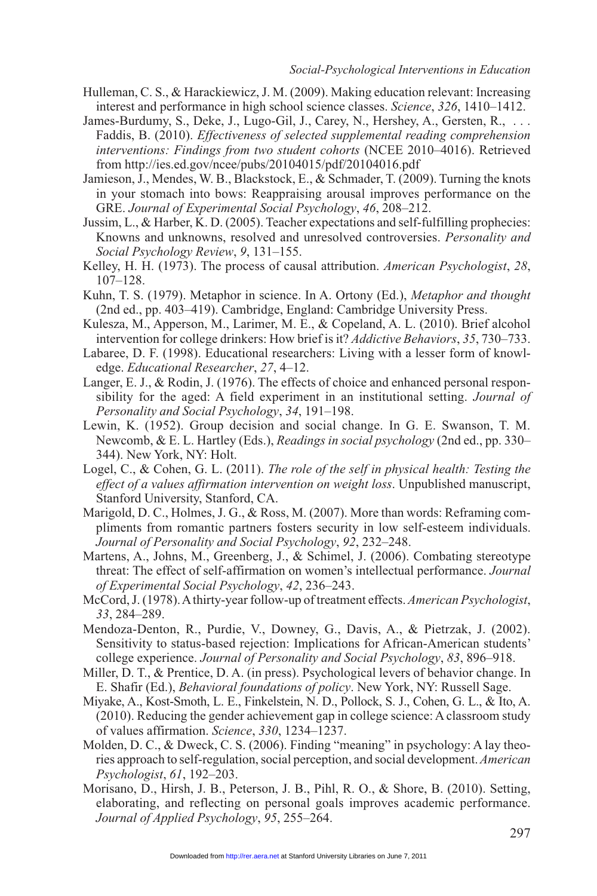Hulleman, C. S., & Harackiewicz, J. M. (2009). Making education relevant: Increasing interest and performance in high school science classes. *Science*, *326*, 1410–1412.

James-Burdumy, S., Deke, J., Lugo-Gil, J., Carey, N., Hershey, A., Gersten, R., . . . Faddis, B. (2010). *Effectiveness of selected supplemental reading comprehension interventions: Findings from two student cohorts* (NCEE 2010–4016). Retrieved from http://ies.ed.gov/ncee/pubs/20104015/pdf/20104016.pdf

Jamieson, J., Mendes, W. B., Blackstock, E., & Schmader, T. (2009). Turning the knots in your stomach into bows: Reappraising arousal improves performance on the GRE. *Journal of Experimental Social Psychology*, *46*, 208–212.

Jussim, L., & Harber, K. D. (2005). Teacher expectations and self-fulfilling prophecies: Knowns and unknowns, resolved and unresolved controversies. *Personality and Social Psychology Review*, *9*, 131–155.

Kelley, H. H. (1973). The process of causal attribution. *American Psychologist*, *28*, 107–128.

Kuhn, T. S. (1979). Metaphor in science. In A. Ortony (Ed.), *Metaphor and thought* (2nd ed., pp. 403–419). Cambridge, England: Cambridge University Press.

Kulesza, M., Apperson, M., Larimer, M. E., & Copeland, A. L. (2010). Brief alcohol intervention for college drinkers: How brief is it? *Addictive Behaviors*, *35*, 730–733.

Labaree, D. F. (1998). Educational researchers: Living with a lesser form of knowledge. *Educational Researcher*, *27*, 4–12.

Langer, E. J., & Rodin, J. (1976). The effects of choice and enhanced personal responsibility for the aged: A field experiment in an institutional setting. *Journal of Personality and Social Psychology*, *34*, 191–198.

Lewin, K. (1952). Group decision and social change. In G. E. Swanson, T. M. Newcomb, & E. L. Hartley (Eds.), *Readings in social psychology* (2nd ed., pp. 330–344). New York, NY: Holt.

Logel, C., & Cohen, G. L. (2011). *The role of the self in physical health: Testing the effect of a values affirmation intervention on weight loss*. Unpublished manuscript, Stanford University, Stanford, CA.

Marigold, D. C., Holmes, J. G., & Ross, M. (2007). More than words: Reframing compliments from romantic partners fosters security in low self-esteem individuals. *Journal of Personality and Social Psychology*, *92*, 232–248.

Martens, A., Johns, M., Greenberg, J., & Schimel, J. (2006). Combating stereotype threat: The effect of self-affirmation on women's intellectual performance. *Journal of Experimental Social Psychology*, *42*, 236–243.

McCord, J. (1978). A thirty-year follow-up of treatment effects. *American Psychologist*, *33*, 284–289.

Mendoza-Denton, R., Purdie, V., Downey, G., Davis, A., & Pietrzak, J. (2002). Sensitivity to status-based rejection: Implications for African-American students' college experience. *Journal of Personality and Social Psychology*, *83*, 896–918.

Miller, D. T., & Prentice, D. A. (in press). Psychological levers of behavior change. In E. Shafir (Ed.), *Behavioral foundations of policy*. New York, NY: Russell Sage.

Miyake, A., Kost-Smoth, L. E., Finkelstein, N. D., Pollock, S. J., Cohen, G. L., & Ito, A. (2010). Reducing the gender achievement gap in college science: A classroom study of values affirmation. *Science*, *330*, 1234–1237.

Molden, D. C., & Dweck, C. S. (2006). Finding "meaning" in psychology: A lay theories approach to self-regulation, social perception, and social development. *American Psychologist*, *61*, 192–203.

Morisano, D., Hirsh, J. B., Peterson, J. B., Pihl, R. O., & Shore, B. (2010). Setting, elaborating, and reflecting on personal goals improves academic performance. *Journal of Applied Psychology*, *95*, 255–264.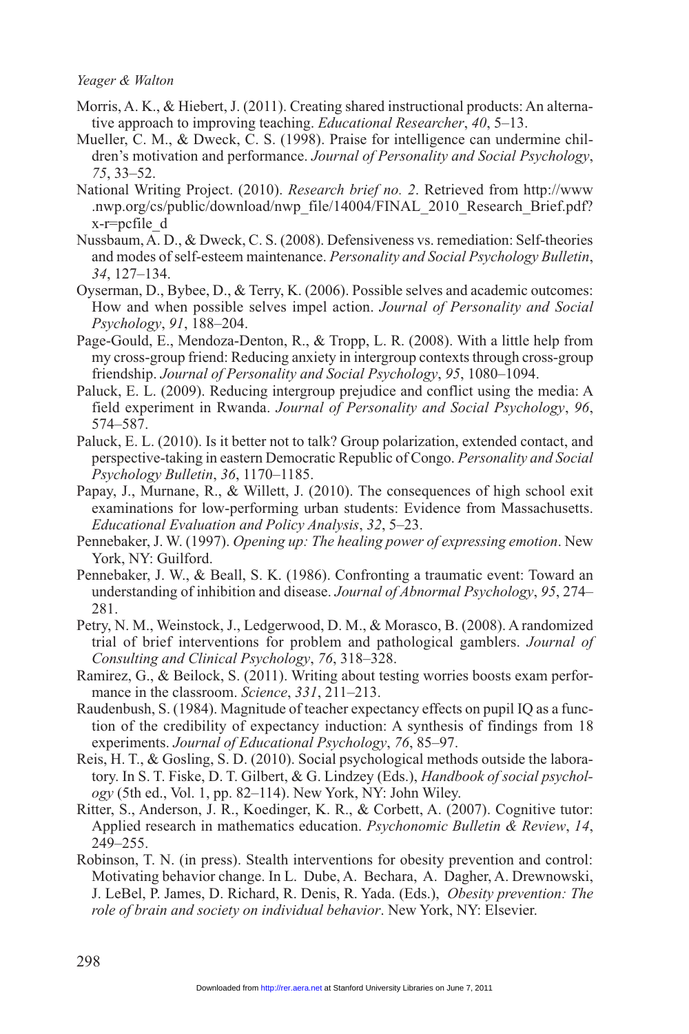Morris, A. K., & Hiebert, J. (2011). Creating shared instructional products: An alternative approach to improving teaching. *Educational Researcher*, *40*, 5–13.

Mueller, C. M., & Dweck, C. S. (1998). Praise for intelligence can undermine children's motivation and performance. *Journal of Personality and Social Psychology*, *75*, 33–52.

National Writing Project. (2010). *Research brief no. 2*. Retrieved from http://www.nwp.org/cs/public/download/nwp_file/14004/FINAL_2010_Research_Brief.pdf?x-r=pcfile_d

Nussbaum, A. D., & Dweck, C. S. (2008). Defensiveness vs. remediation: Self-theories and modes of self-esteem maintenance. *Personality and Social Psychology Bulletin*, *34*, 127–134.

Oyserman, D., Bybee, D., & Terry, K. (2006). Possible selves and academic outcomes: How and when possible selves impel action. *Journal of Personality and Social Psychology*, *91*, 188–204.

Page-Gould, E., Mendoza-Denton, R., & Tropp, L. R. (2008). With a little help from my cross-group friend: Reducing anxiety in intergroup contexts through cross-group friendship. *Journal of Personality and Social Psychology*, *95*, 1080–1094.

Paluck, E. L. (2009). Reducing intergroup prejudice and conflict using the media: A field experiment in Rwanda. *Journal of Personality and Social Psychology*, *96*, 574–587.

Paluck, E. L. (2010). Is it better not to talk? Group polarization, extended contact, and perspective-taking in eastern Democratic Republic of Congo. *Personality and Social Psychology Bulletin*, *36*, 1170–1185.

Papay, J., Murnane, R., & Willett, J. (2010). The consequences of high school exit examinations for low-performing urban students: Evidence from Massachusetts. *Educational Evaluation and Policy Analysis*, *32*, 5–23.

Pennebaker, J. W. (1997). *Opening up: The healing power of expressing emotion*. New York, NY: Guilford.

Pennebaker, J. W., & Beall, S. K. (1986). Confronting a traumatic event: Toward an understanding of inhibition and disease. *Journal of Abnormal Psychology*, *95*, 274–281.

Petry, N. M., Weinstock, J., Ledgerwood, D. M., & Morasco, B. (2008). A randomized trial of brief interventions for problem and pathological gamblers. *Journal of Consulting and Clinical Psychology*, *76*, 318–328.

Ramirez, G., & Beilock, S. (2011). Writing about testing worries boosts exam performance in the classroom. *Science*, *331*, 211–213.

Raudenbush, S. (1984). Magnitude of teacher expectancy effects on pupil IQ as a function of the credibility of expectancy induction: A synthesis of findings from 18 experiments. *Journal of Educational Psychology*, *76*, 85–97.

Reis, H. T., & Gosling, S. D. (2010). Social psychological methods outside the laboratory. In S. T. Fiske, D. T. Gilbert, & G. Lindzey (Eds.), *Handbook of social psychology* (5th ed., Vol. 1, pp. 82–114). New York, NY: John Wiley.

Ritter, S., Anderson, J. R., Koedinger, K. R., & Corbett, A. (2007). Cognitive tutor: Applied research in mathematics education. *Psychonomic Bulletin & Review*, *14*, 249–255.

Robinson, T. N. (in press). Stealth interventions for obesity prevention and control: Motivating behavior change. In L. Dube, A. Bechara, A. Dagher, A. Drewnowski, J. LeBel, P. James, D. Richard, R. Denis, R. Yada. (Eds.), *Obesity prevention: The role of brain and society on individual behavior*. New York, NY: Elsevier.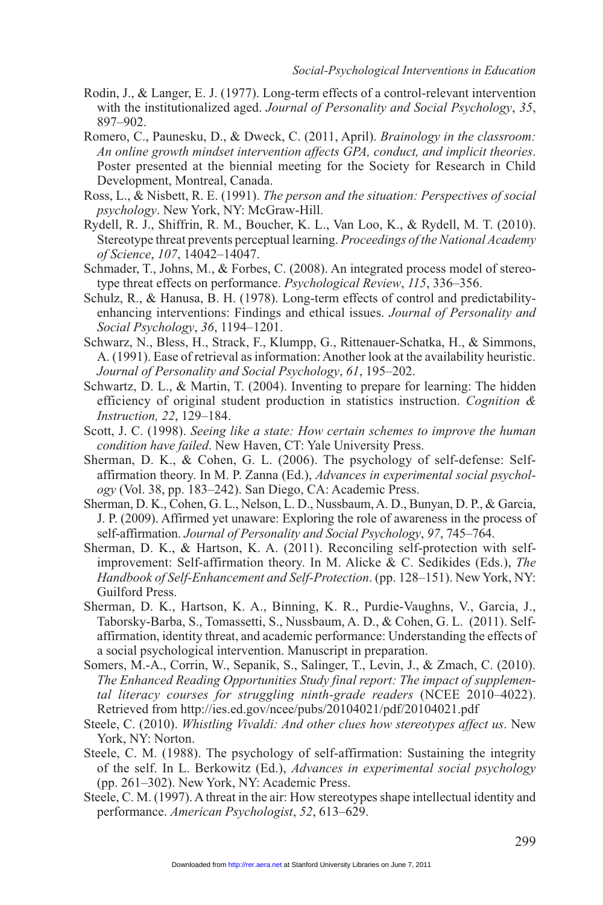Rodin, J., & Langer, E. J. (1977). Long-term effects of a control-relevant intervention with the institutionalized aged. *Journal of Personality and Social Psychology*, *35*, 897–902.

Romero, C., Paunesku, D., & Dweck, C. (2011, April). *Brainology in the classroom: An online growth mindset intervention affects GPA, conduct, and implicit theories*. Poster presented at the biennial meeting for the Society for Research in Child Development, Montreal, Canada.

Ross, L., & Nisbett, R. E. (1991). *The person and the situation: Perspectives of social psychology*. New York, NY: McGraw-Hill.

Rydell, R. J., Shiffrin, R. M., Boucher, K. L., Van Loo, K., & Rydell, M. T. (2010). Stereotype threat prevents perceptual learning. *Proceedings of the National Academy of Science*, *107*, 14042–14047.

Schmader, T., Johns, M., & Forbes, C. (2008). An integrated process model of stereotype threat effects on performance. *Psychological Review*, *115*, 336–356.

Schulz, R., & Hanusa, B. H. (1978). Long-term effects of control and predictability-enhancing interventions: Findings and ethical issues. *Journal of Personality and Social Psychology*, *36*, 1194–1201.

Schwarz, N., Bless, H., Strack, F., Klumpp, G., Rittenauer-Schatka, H., & Simmons, A. (1991). Ease of retrieval as information: Another look at the availability heuristic. *Journal of Personality and Social Psychology*, *61*, 195–202.

Schwartz, D. L., & Martin, T. (2004). Inventing to prepare for learning: The hidden efficiency of original student production in statistics instruction. *Cognition & Instruction, 22*, 129–184.

Scott, J. C. (1998). *Seeing like a state: How certain schemes to improve the human condition have failed*. New Haven, CT: Yale University Press.

Sherman, D. K., & Cohen, G. L. (2006). The psychology of self-defense: Self-affirmation theory. In M. P. Zanna (Ed.), *Advances in experimental social psychology* (Vol. 38, pp. 183–242). San Diego, CA: Academic Press.

Sherman, D. K., Cohen, G. L., Nelson, L. D., Nussbaum, A. D., Bunyan, D. P., & Garcia, J. P. (2009). Affirmed yet unaware: Exploring the role of awareness in the process of self-affirmation. *Journal of Personality and Social Psychology*, *97*, 745–764.

Sherman, D. K., & Hartson, K. A. (2011). Reconciling self-protection with self-improvement: Self-affirmation theory. In M. Alicke & C. Sedikides (Eds.), *The Handbook of Self-Enhancement and Self-Protection*. (pp. 128–151). New York, NY: Guilford Press.

Sherman, D. K., Hartson, K. A., Binning, K. R., Purdie-Vaughns, V., Garcia, J., Taborsky-Barba, S., Tomassetti, S., Nussbaum, A. D., & Cohen, G. L. (2011). Self-affirmation, identity threat, and academic performance: Understanding the effects of a social psychological intervention. Manuscript in preparation.

Somers, M.-A., Corrin, W., Sepanik, S., Salinger, T., Levin, J., & Zmach, C. (2010). *The Enhanced Reading Opportunities Study final report: The impact of supplemental literacy courses for struggling ninth-grade readers* (NCEE 2010–4022). Retrieved from http://ies.ed.gov/ncee/pubs/20104021/pdf/20104021.pdf

Steele, C. (2010). *Whistling Vivaldi: And other clues how stereotypes affect us*. New York, NY: Norton.

Steele, C. M. (1988). The psychology of self-affirmation: Sustaining the integrity of the self. In L. Berkowitz (Ed.), *Advances in experimental social psychology* (pp. 261–302). New York, NY: Academic Press.

Steele, C. M. (1997). A threat in the air: How stereotypes shape intellectual identity and performance. *American Psychologist*, *52*, 613–629.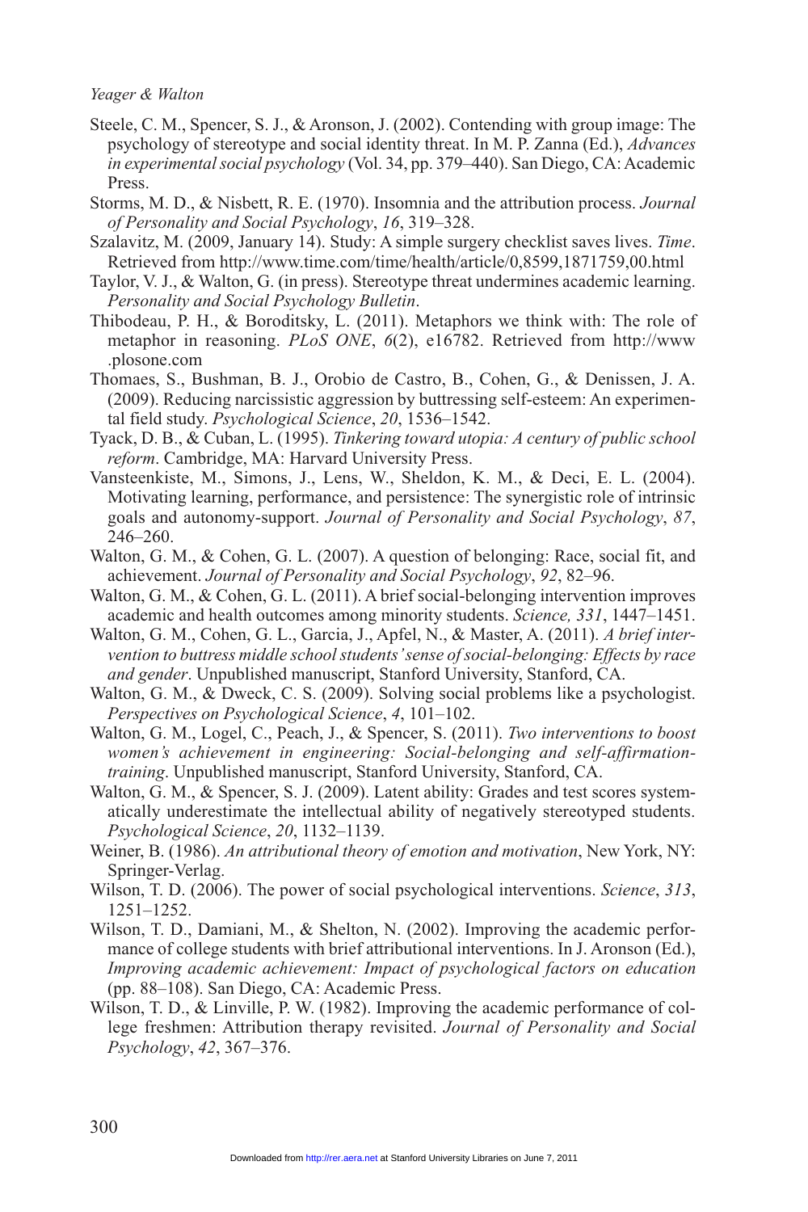Steele, C. M., Spencer, S. J., & Aronson, J. (2002). Contending with group image: The psychology of stereotype and social identity threat. In M. P. Zanna (Ed.), *Advances in experimental social psychology* (Vol. 34, pp. 379–440). San Diego, CA: Academic Press.

Storms, M. D., & Nisbett, R. E. (1970). Insomnia and the attribution process. *Journal of Personality and Social Psychology*, *16*, 319–328.

Szalavitz, M. (2009, January 14). Study: A simple surgery checklist saves lives. *Time*. Retrieved from http://www.time.com/time/health/article/0,8599,1871759,00.html

Taylor, V. J., & Walton, G. (in press). Stereotype threat undermines academic learning. *Personality and Social Psychology Bulletin*.

Thibodeau, P. H., & Boroditsky, L. (2011). Metaphors we think with: The role of metaphor in reasoning. *PLoS ONE*, *6*(2), e16782. Retrieved from http://www.plosone.com

Thomaes, S., Bushman, B. J., Orobio de Castro, B., Cohen, G., & Denissen, J. A. (2009). Reducing narcissistic aggression by buttressing self-esteem: An experimental field study. *Psychological Science*, *20*, 1536–1542.

Tyack, D. B., & Cuban, L. (1995). *Tinkering toward utopia: A century of public school reform*. Cambridge, MA: Harvard University Press.

Vansteenkiste, M., Simons, J., Lens, W., Sheldon, K. M., & Deci, E. L. (2004). Motivating learning, performance, and persistence: The synergistic role of intrinsic goals and autonomy-support. *Journal of Personality and Social Psychology*, *87*, 246–260.

Walton, G. M., & Cohen, G. L. (2007). A question of belonging: Race, social fit, and achievement. *Journal of Personality and Social Psychology*, *92*, 82–96.

Walton, G. M., & Cohen, G. L. (2011). A brief social-belonging intervention improves academic and health outcomes among minority students. *Science, 331*, 1447–1451.

Walton, G. M., Cohen, G. L., Garcia, J., Apfel, N., & Master, A. (2011). *A brief intervention to buttress middle school students' sense of social-belonging: Effects by race and gender*. Unpublished manuscript, Stanford University, Stanford, CA.

Walton, G. M., & Dweck, C. S. (2009). Solving social problems like a psychologist. *Perspectives on Psychological Science*, *4*, 101–102.

Walton, G. M., Logel, C., Peach, J., & Spencer, S. (2011). *Two interventions to boost women's achievement in engineering: Social-belonging and self-affirmation-training*. Unpublished manuscript, Stanford University, Stanford, CA.

Walton, G. M., & Spencer, S. J. (2009). Latent ability: Grades and test scores systematically underestimate the intellectual ability of negatively stereotyped students. *Psychological Science*, *20*, 1132–1139.

Weiner, B. (1986). *An attributional theory of emotion and motivation*, New York, NY: Springer-Verlag.

Wilson, T. D. (2006). The power of social psychological interventions. *Science*, *313*, 1251–1252.

Wilson, T. D., Damiani, M., & Shelton, N. (2002). Improving the academic performance of college students with brief attributional interventions. In J. Aronson (Ed.), *Improving academic achievement: Impact of psychological factors on education* (pp. 88–108). San Diego, CA: Academic Press.

Wilson, T. D., & Linville, P. W. (1982). Improving the academic performance of college freshmen: Attribution therapy revisited. *Journal of Personality and Social Psychology*, *42*, 367–376.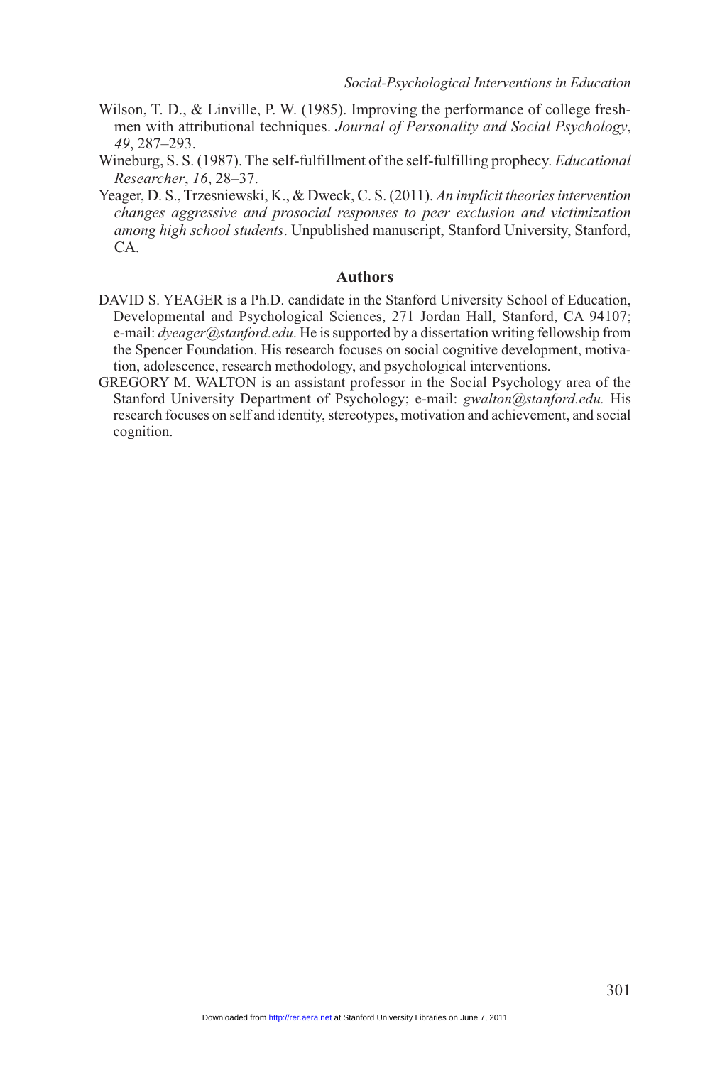Wilson, T. D., & Linville, P. W. (1985). Improving the performance of college freshmen with attributional techniques. *Journal of Personality and Social Psychology*, *49*, 287–293.

Wineburg, S. S. (1987). The self-fulfillment of the self-fulfilling prophecy. *Educational Researcher*, *16*, 28–37.

Yeager, D. S., Trzesniewski, K., & Dweck, C. S. (2011). *An implicit theories intervention changes aggressive and prosocial responses to peer exclusion and victimization among high school students*. Unpublished manuscript, Stanford University, Stanford, CA.

## Authors

DAVID S. YEAGER is a Ph.D. candidate in the Stanford University School of Education, Developmental and Psychological Sciences, 271 Jordan Hall, Stanford, CA 94107; e-mail: *dyeager@stanford.edu*. He is supported by a dissertation writing fellowship from the Spencer Foundation. His research focuses on social cognitive development, motivation, adolescence, research methodology, and psychological interventions.

GREGORY M. WALTON is an assistant professor in the Social Psychology area of the Stanford University Department of Psychology; e-mail: *gwalton@stanford.edu.* His research focuses on self and identity, stereotypes, motivation and achievement, and social cognition.